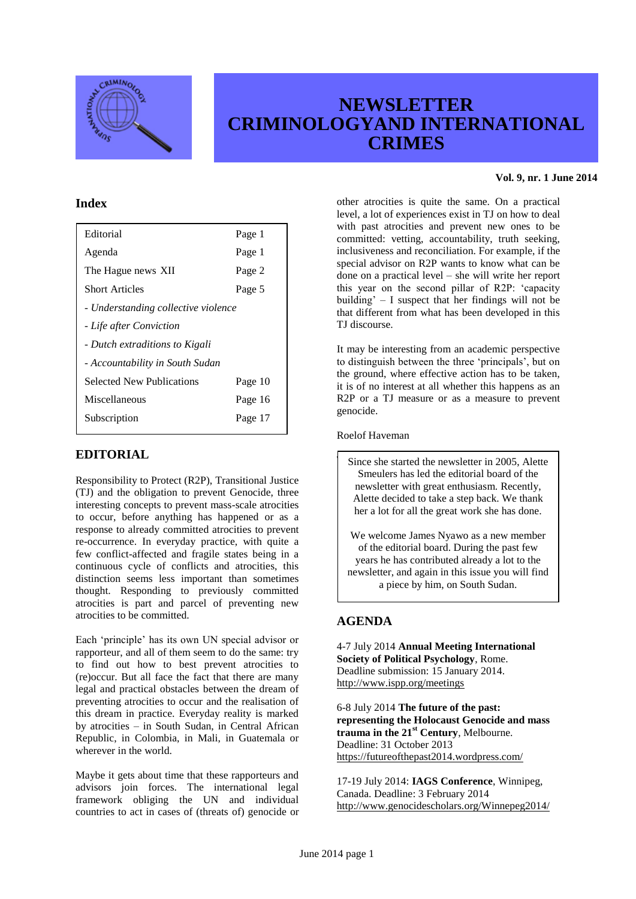# NEWSLETTER CRIMINOLOGYAND INTERNATIONAL CRIMES

**Vol. 9, nr. 1 June 2014**

## Index

| Editorial | Page 1 |
|---|---|
| Agenda | Page 1 |
| The Hague news XII | Page 2 |
| Short Articles | Page 5 |
| *- Understanding collective violence* | |
| *- Life after Conviction* | |
| *- Dutch extraditions to Kigali* | |
| *- Accountability in South Sudan* | |
| Selected New Publications | Page 10 |
| Miscellaneous | Page 16 |
| Subscription | Page 17 |

## EDITORIAL

Responsibility to Protect (R2P), Transitional Justice (TJ) and the obligation to prevent Genocide, three interesting concepts to prevent mass-scale atrocities to occur, before anything has happened or as a response to already committed atrocities to prevent re-occurrence. In everyday practice, with quite a few conflict-affected and fragile states being in a continuous cycle of conflicts and atrocities, this distinction seems less important than sometimes thought. Responding to previously committed atrocities is part and parcel of preventing new atrocities to be committed.

Each 'principle' has its own UN special advisor or rapporteur, and all of them seem to do the same: try to find out how to best prevent atrocities to (re)occur. But all face the fact that there are many legal and practical obstacles between the dream of preventing atrocities to occur and the realisation of this dream in practice. Everyday reality is marked by atrocities – in South Sudan, in Central African Republic, in Colombia, in Mali, in Guatemala or wherever in the world.

Maybe it gets about time that these rapporteurs and advisors join forces. The international legal framework obliging the UN and individual countries to act in cases of (threats of) genocide or other atrocities is quite the same. On a practical level, a lot of experiences exist in TJ on how to deal with past atrocities and prevent new ones to be committed: vetting, accountability, truth seeking, inclusiveness and reconciliation. For example, if the special advisor on R2P wants to know what can be done on a practical level – she will write her report this year on the second pillar of R2P: 'capacity building' – I suspect that her findings will not be that different from what has been developed in this TJ discourse.

It may be interesting from an academic perspective to distinguish between the three 'principals', but on the ground, where effective action has to be taken, it is of no interest at all whether this happens as an R2P or a TJ measure or as a measure to prevent genocide.

Roelof Haveman

Since she started the newsletter in 2005, Alette Smeulers has led the editorial board of the newsletter with great enthusiasm. Recently, Alette decided to take a step back. We thank her a lot for all the great work she has done.

We welcome James Nyawo as a new member of the editorial board. During the past few years he has contributed already a lot to the newsletter, and again in this issue you will find a piece by him, on South Sudan.

## AGENDA

4-7 July 2014 **Annual Meeting International Society of Political Psychology**, Rome. Deadline submission: 15 January 2014. http://www.ispp.org/meetings

6-8 July 2014 **The future of the past: representing the Holocaust Genocide and mass trauma in the 21st Century**, Melbourne. Deadline: 31 October 2013 https://futureofthepast2014.wordpress.com/

17-19 July 2014: **IAGS Conference**, Winnipeg, Canada. Deadline: 3 February 2014 http://www.genocidescholars.org/Winnepeg2014/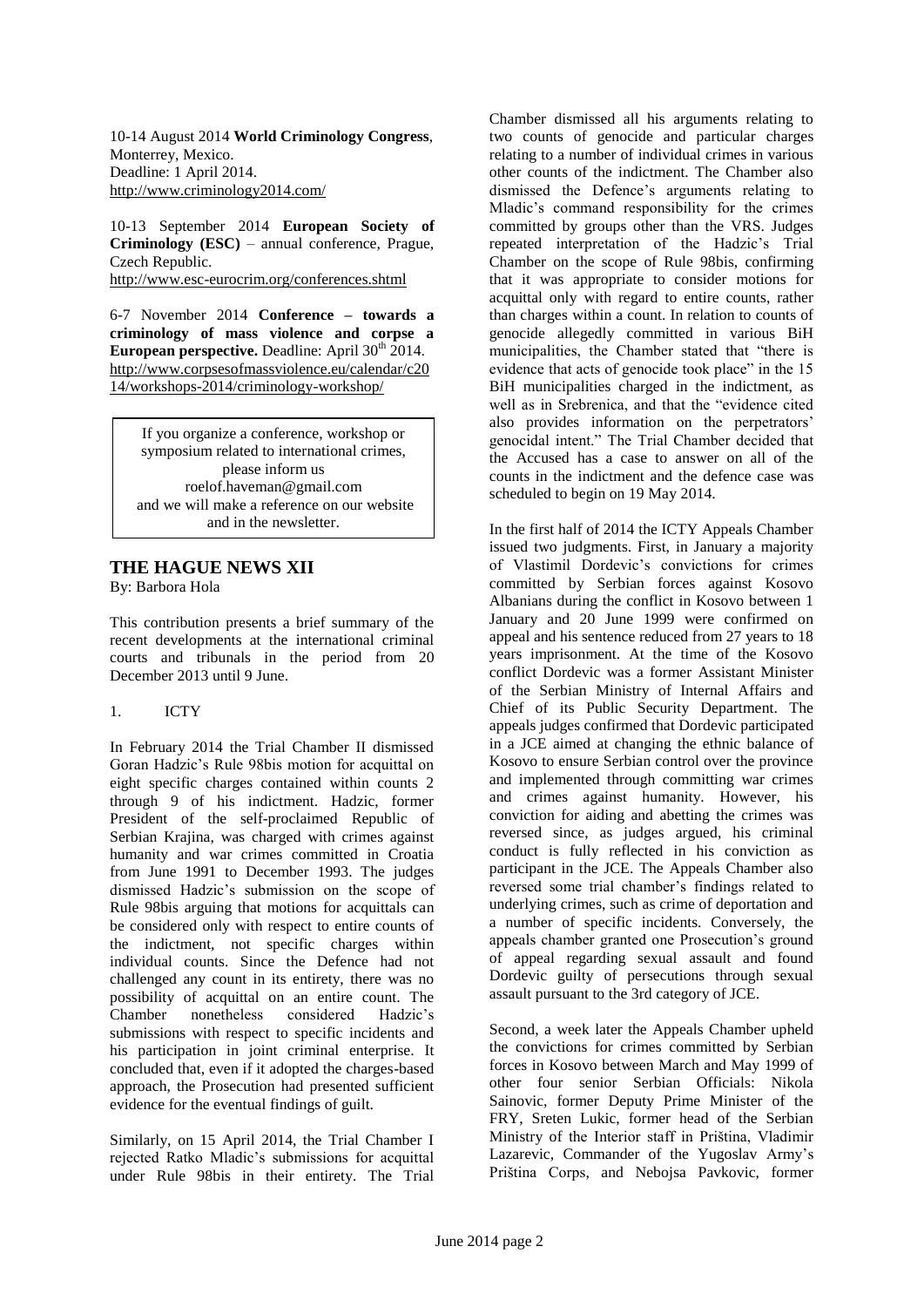10-14 August 2014 **World Criminology Congress**, Monterrey, Mexico.
Deadline: 1 April 2014.
http://www.criminology2014.com/

10-13 September 2014 **European Society of Criminology (ESC)** – annual conference, Prague, Czech Republic.
http://www.esc-eurocrim.org/conferences.shtml

6-7 November 2014 **Conference – towards a criminology of mass violence and corpse a European perspective.** Deadline: April 30th 2014.
http://www.corpsesofmassviolence.eu/calendar/c2014/workshops-2014/criminology-workshop/

> If you organize a conference, workshop or symposium related to international crimes, please inform us roelof.haveman@gmail.com and we will make a reference on our website and in the newsletter.

## THE HAGUE NEWS XII

By: Barbora Hola

This contribution presents a brief summary of the recent developments at the international criminal courts and tribunals in the period from 20 December 2013 until 9 June.

1. ICTY

In February 2014 the Trial Chamber II dismissed Goran Hadzic's Rule 98bis motion for acquittal on eight specific charges contained within counts 2 through 9 of his indictment. Hadzic, former President of the self-proclaimed Republic of Serbian Krajina, was charged with crimes against humanity and war crimes committed in Croatia from June 1991 to December 1993. The judges dismissed Hadzic's submission on the scope of Rule 98bis arguing that motions for acquittals can be considered only with respect to entire counts of the indictment, not specific charges within individual counts. Since the Defence had not challenged any count in its entirety, there was no possibility of acquittal on an entire count. The Chamber nonetheless considered Hadzic's submissions with respect to specific incidents and his participation in joint criminal enterprise. It concluded that, even if it adopted the charges-based approach, the Prosecution had presented sufficient evidence for the eventual findings of guilt.

Similarly, on 15 April 2014, the Trial Chamber I rejected Ratko Mladic's submissions for acquittal under Rule 98bis in their entirety. The Trial Chamber dismissed all his arguments relating to two counts of genocide and particular charges relating to a number of individual crimes in various other counts of the indictment. The Chamber also dismissed the Defence's arguments relating to Mladic's command responsibility for the crimes committed by groups other than the VRS. Judges repeated interpretation of the Hadzic's Trial Chamber on the scope of Rule 98bis, confirming that it was appropriate to consider motions for acquittal only with regard to entire counts, rather than charges within a count. In relation to counts of genocide allegedly committed in various BiH municipalities, the Chamber stated that "there is evidence that acts of genocide took place" in the 15 BiH municipalities charged in the indictment, as well as in Srebrenica, and that the "evidence cited also provides information on the perpetrators' genocidal intent." The Trial Chamber decided that the Accused has a case to answer on all of the counts in the indictment and the defence case was scheduled to begin on 19 May 2014.

In the first half of 2014 the ICTY Appeals Chamber issued two judgments. First, in January a majority of Vlastimil Dordevic's convictions for crimes committed by Serbian forces against Kosovo Albanians during the conflict in Kosovo between 1 January and 20 June 1999 were confirmed on appeal and his sentence reduced from 27 years to 18 years imprisonment. At the time of the Kosovo conflict Dordevic was a former Assistant Minister of the Serbian Ministry of Internal Affairs and Chief of its Public Security Department. The appeals judges confirmed that Dordevic participated in a JCE aimed at changing the ethnic balance of Kosovo to ensure Serbian control over the province and implemented through committing war crimes and crimes against humanity. However, his conviction for aiding and abetting the crimes was reversed since, as judges argued, his criminal conduct is fully reflected in his conviction as participant in the JCE. The Appeals Chamber also reversed some trial chamber's findings related to underlying crimes, such as crime of deportation and a number of specific incidents. Conversely, the appeals chamber granted one Prosecution's ground of appeal regarding sexual assault and found Dordevic guilty of persecutions through sexual assault pursuant to the 3rd category of JCE.

Second, a week later the Appeals Chamber upheld the convictions for crimes committed by Serbian forces in Kosovo between March and May 1999 of other four senior Serbian Officials: Nikola Sainovic, former Deputy Prime Minister of the FRY, Sreten Lukic, former head of the Serbian Ministry of the Interior staff in Priština, Vladimir Lazarevic, Commander of the Yugoslav Army's Priština Corps, and Nebojsa Pavkovic, former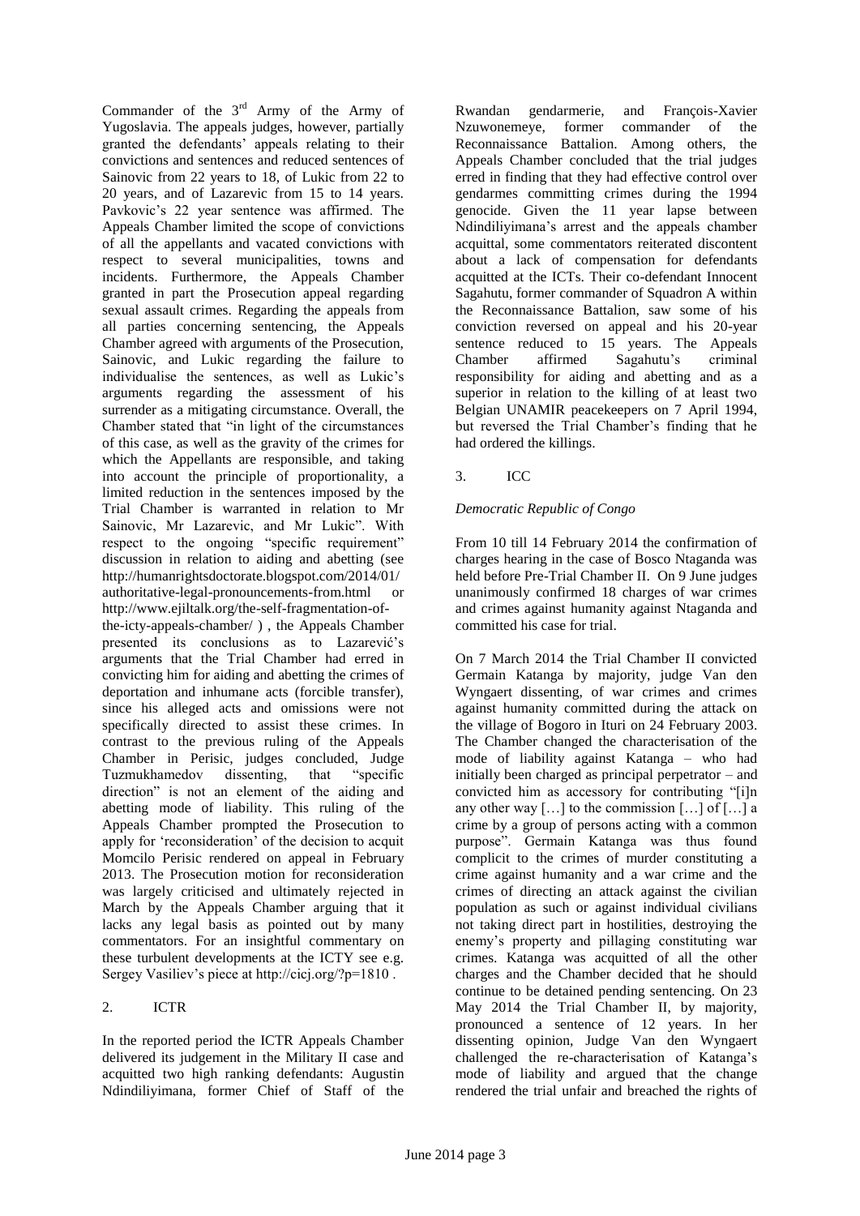Commander of the 3rd Army of the Army of Yugoslavia. The appeals judges, however, partially granted the defendants' appeals relating to their convictions and sentences and reduced sentences of Sainovic from 22 years to 18, of Lukic from 22 to 20 years, and of Lazarevic from 15 to 14 years. Pavkovic's 22 year sentence was affirmed. The Appeals Chamber limited the scope of convictions of all the appellants and vacated convictions with respect to several municipalities, towns and incidents. Furthermore, the Appeals Chamber granted in part the Prosecution appeal regarding sexual assault crimes. Regarding the appeals from all parties concerning sentencing, the Appeals Chamber agreed with arguments of the Prosecution, Sainovic, and Lukic regarding the failure to individualise the sentences, as well as Lukic's arguments regarding the assessment of his surrender as a mitigating circumstance. Overall, the Chamber stated that "in light of the circumstances of this case, as well as the gravity of the crimes for which the Appellants are responsible, and taking into account the principle of proportionality, a limited reduction in the sentences imposed by the Trial Chamber is warranted in relation to Mr Sainovic, Mr Lazarevic, and Mr Lukic". With respect to the ongoing "specific requirement" discussion in relation to aiding and abetting (see http://humanrightsdoctorate.blogspot.com/2014/01/authoritative-legal-pronouncements-from.html or http://www.ejiltalk.org/the-self-fragmentation-of-the-icty-appeals-chamber/ ) , the Appeals Chamber presented its conclusions as to Lazarević's arguments that the Trial Chamber had erred in convicting him for aiding and abetting the crimes of deportation and inhumane acts (forcible transfer), since his alleged acts and omissions were not specifically directed to assist these crimes. In contrast to the previous ruling of the Appeals Chamber in Perisic, judges concluded, Judge Tuzmukhamedov dissenting, that "specific direction" is not an element of the aiding and abetting mode of liability. This ruling of the Appeals Chamber prompted the Prosecution to apply for 'reconsideration' of the decision to acquit Momcilo Perisic rendered on appeal in February 2013. The Prosecution motion for reconsideration was largely criticised and ultimately rejected in March by the Appeals Chamber arguing that it lacks any legal basis as pointed out by many commentators. For an insightful commentary on these turbulent developments at the ICTY see e.g. Sergey Vasiliev's piece at http://cicj.org/?p=1810 .

2. ICTR

In the reported period the ICTR Appeals Chamber delivered its judgement in the Military II case and acquitted two high ranking defendants: Augustin Ndindiliyimana, former Chief of Staff of the Rwandan gendarmerie, and François-Xavier Nzuwonemeye, former commander of the Reconnaissance Battalion. Among others, the Appeals Chamber concluded that the trial judges erred in finding that they had effective control over gendarmes committing crimes during the 1994 genocide. Given the 11 year lapse between Ndindiliyimana's arrest and the appeals chamber acquittal, some commentators reiterated discontent about a lack of compensation for defendants acquitted at the ICTs. Their co-defendant Innocent Sagahutu, former commander of Squadron A within the Reconnaissance Battalion, saw some of his conviction reversed on appeal and his 20-year sentence reduced to 15 years. The Appeals Chamber affirmed Sagahutu's criminal responsibility for aiding and abetting and as a superior in relation to the killing of at least two Belgian UNAMIR peacekeepers on 7 April 1994, but reversed the Trial Chamber's finding that he had ordered the killings.

3. ICC

*Democratic Republic of Congo*

From 10 till 14 February 2014 the confirmation of charges hearing in the case of Bosco Ntaganda was held before Pre-Trial Chamber II. On 9 June judges unanimously confirmed 18 charges of war crimes and crimes against humanity against Ntaganda and committed his case for trial.

On 7 March 2014 the Trial Chamber II convicted Germain Katanga by majority, judge Van den Wyngaert dissenting, of war crimes and crimes against humanity committed during the attack on the village of Bogoro in Ituri on 24 February 2003. The Chamber changed the characterisation of the mode of liability against Katanga – who had initially been charged as principal perpetrator – and convicted him as accessory for contributing "[i]n any other way […] to the commission […] of […] a crime by a group of persons acting with a common purpose". Germain Katanga was thus found complicit to the crimes of murder constituting a crime against humanity and a war crime and the crimes of directing an attack against the civilian population as such or against individual civilians not taking direct part in hostilities, destroying the enemy's property and pillaging constituting war crimes. Katanga was acquitted of all the other charges and the Chamber decided that he should continue to be detained pending sentencing. On 23 May 2014 the Trial Chamber II, by majority, pronounced a sentence of 12 years. In her dissenting opinion, Judge Van den Wyngaert challenged the re-characterisation of Katanga's mode of liability and argued that the change rendered the trial unfair and breached the rights of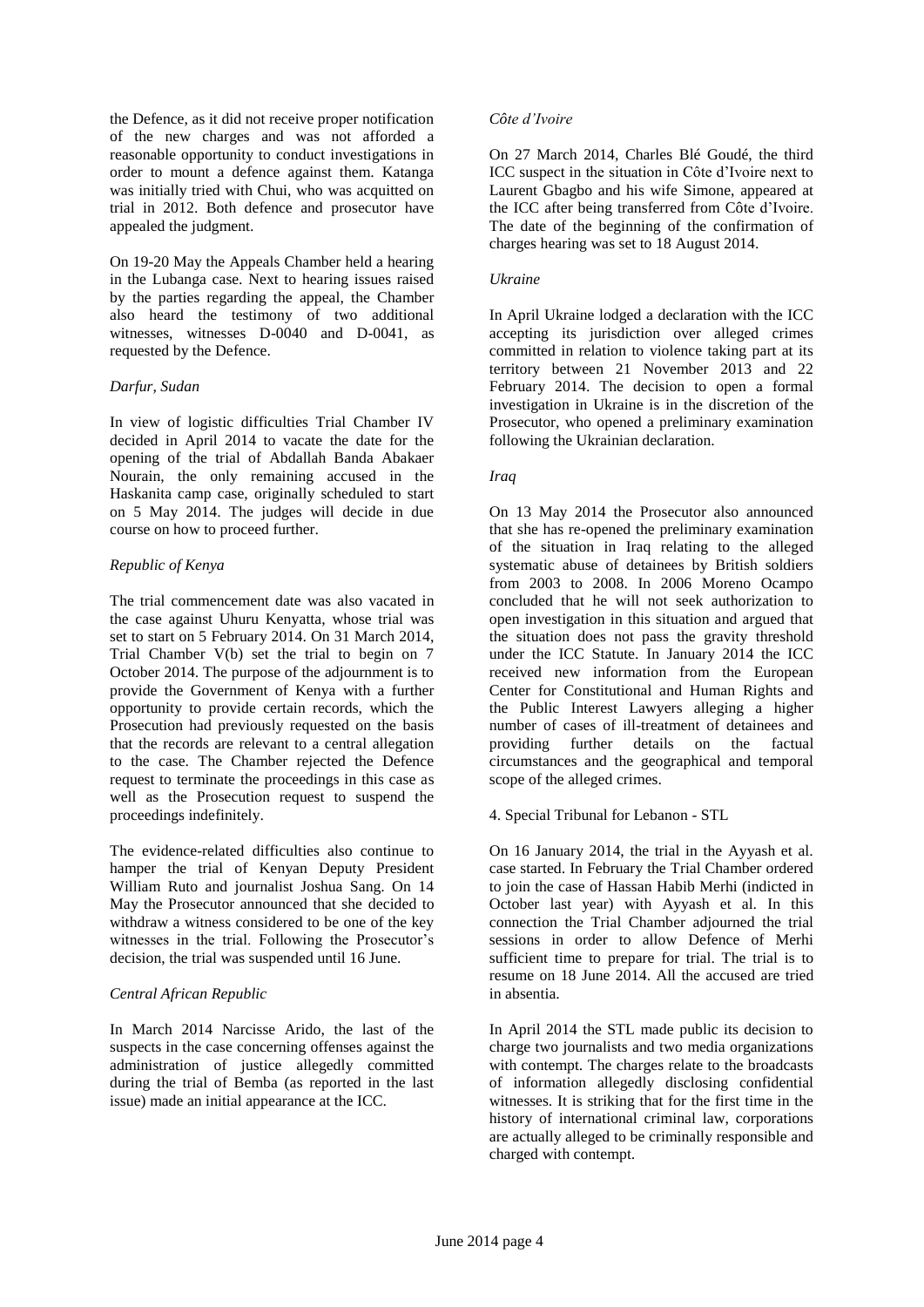the Defence, as it did not receive proper notification of the new charges and was not afforded a reasonable opportunity to conduct investigations in order to mount a defence against them. Katanga was initially tried with Chui, who was acquitted on trial in 2012. Both defence and prosecutor have appealed the judgment.

On 19-20 May the Appeals Chamber held a hearing in the Lubanga case. Next to hearing issues raised by the parties regarding the appeal, the Chamber also heard the testimony of two additional witnesses, witnesses D-0040 and D-0041, as requested by the Defence.

*Darfur, Sudan*

In view of logistic difficulties Trial Chamber IV decided in April 2014 to vacate the date for the opening of the trial of Abdallah Banda Abakaer Nourain, the only remaining accused in the Haskanita camp case, originally scheduled to start on 5 May 2014. The judges will decide in due course on how to proceed further.

*Republic of Kenya*

The trial commencement date was also vacated in the case against Uhuru Kenyatta, whose trial was set to start on 5 February 2014. On 31 March 2014, Trial Chamber V(b) set the trial to begin on 7 October 2014. The purpose of the adjournment is to provide the Government of Kenya with a further opportunity to provide certain records, which the Prosecution had previously requested on the basis that the records are relevant to a central allegation to the case. The Chamber rejected the Defence request to terminate the proceedings in this case as well as the Prosecution request to suspend the proceedings indefinitely.

The evidence-related difficulties also continue to hamper the trial of Kenyan Deputy President William Ruto and journalist Joshua Sang. On 14 May the Prosecutor announced that she decided to withdraw a witness considered to be one of the key witnesses in the trial. Following the Prosecutor's decision, the trial was suspended until 16 June.

*Central African Republic*

In March 2014 Narcisse Arido, the last of the suspects in the case concerning offenses against the administration of justice allegedly committed during the trial of Bemba (as reported in the last issue) made an initial appearance at the ICC.

*Côte d'Ivoire*

On 27 March 2014, Charles Blé Goudé, the third ICC suspect in the situation in Côte d'Ivoire next to Laurent Gbagbo and his wife Simone, appeared at the ICC after being transferred from Côte d'Ivoire. The date of the beginning of the confirmation of charges hearing was set to 18 August 2014.

*Ukraine*

In April Ukraine lodged a declaration with the ICC accepting its jurisdiction over alleged crimes committed in relation to violence taking part at its territory between 21 November 2013 and 22 February 2014. The decision to open a formal investigation in Ukraine is in the discretion of the Prosecutor, who opened a preliminary examination following the Ukrainian declaration.

*Iraq*

On 13 May 2014 the Prosecutor also announced that she has re-opened the preliminary examination of the situation in Iraq relating to the alleged systematic abuse of detainees by British soldiers from 2003 to 2008. In 2006 Moreno Ocampo concluded that he will not seek authorization to open investigation in this situation and argued that the situation does not pass the gravity threshold under the ICC Statute. In January 2014 the ICC received new information from the European Center for Constitutional and Human Rights and the Public Interest Lawyers alleging a higher number of cases of ill-treatment of detainees and providing further details on the factual circumstances and the geographical and temporal scope of the alleged crimes.

4. Special Tribunal for Lebanon - STL

On 16 January 2014, the trial in the Ayyash et al. case started. In February the Trial Chamber ordered to join the case of Hassan Habib Merhi (indicted in October last year) with Ayyash et al. In this connection the Trial Chamber adjourned the trial sessions in order to allow Defence of Merhi sufficient time to prepare for trial. The trial is to resume on 18 June 2014. All the accused are tried in absentia.

In April 2014 the STL made public its decision to charge two journalists and two media organizations with contempt. The charges relate to the broadcasts of information allegedly disclosing confidential witnesses. It is striking that for the first time in the history of international criminal law, corporations are actually alleged to be criminally responsible and charged with contempt.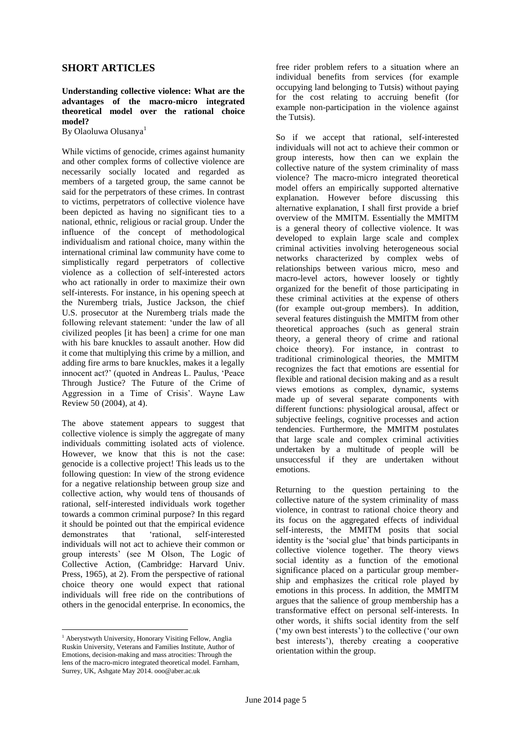## SHORT ARTICLES

**Understanding collective violence: What are the advantages of the macro-micro integrated theoretical model over the rational choice model?**

By Olaoluwa Olusanya[1]

While victims of genocide, crimes against humanity and other complex forms of collective violence are necessarily socially located and regarded as members of a targeted group, the same cannot be said for the perpetrators of these crimes. In contrast to victims, perpetrators of collective violence have been depicted as having no significant ties to a national, ethnic, religious or racial group. Under the influence of the concept of methodological individualism and rational choice, many within the international criminal law community have come to simplistically regard perpetrators of collective violence as a collection of self-interested actors who act rationally in order to maximize their own self-interests. For instance, in his opening speech at the Nuremberg trials, Justice Jackson, the chief U.S. prosecutor at the Nuremberg trials made the following relevant statement: 'under the law of all civilized peoples [it has been] a crime for one man with his bare knuckles to assault another. How did it come that multiplying this crime by a million, and adding fire arms to bare knuckles, makes it a legally innocent act?' (quoted in Andreas L. Paulus, 'Peace Through Justice? The Future of the Crime of Aggression in a Time of Crisis'. Wayne Law Review 50 (2004), at 4).

The above statement appears to suggest that collective violence is simply the aggregate of many individuals committing isolated acts of violence. However, we know that this is not the case: genocide is a collective project! This leads us to the following question: In view of the strong evidence for a negative relationship between group size and collective action, why would tens of thousands of rational, self-interested individuals work together towards a common criminal purpose? In this regard it should be pointed out that the empirical evidence demonstrates that 'rational, self-interested individuals will not act to achieve their common or group interests' (see M Olson, The Logic of Collective Action, (Cambridge: Harvard Univ. Press, 1965), at 2). From the perspective of rational choice theory one would expect that rational individuals will free ride on the contributions of others in the genocidal enterprise. In economics, the free rider problem refers to a situation where an individual benefits from services (for example occupying land belonging to Tutsis) without paying for the cost relating to accruing benefit (for example non-participation in the violence against the Tutsis).

So if we accept that rational, self-interested individuals will not act to achieve their common or group interests, how then can we explain the collective nature of the system criminality of mass violence? The macro-micro integrated theoretical model offers an empirically supported alternative explanation. However before discussing this alternative explanation, I shall first provide a brief overview of the MMITM. Essentially the MMITM is a general theory of collective violence. It was developed to explain large scale and complex criminal activities involving heterogeneous social networks characterized by complex webs of relationships between various micro, meso and macro-level actors, however loosely or tightly organized for the benefit of those participating in these criminal activities at the expense of others (for example out-group members). In addition, several features distinguish the MMITM from other theoretical approaches (such as general strain theory, a general theory of crime and rational choice theory). For instance, in contrast to traditional criminological theories, the MMITM recognizes the fact that emotions are essential for flexible and rational decision making and as a result views emotions as complex, dynamic, systems made up of several separate components with different functions: physiological arousal, affect or subjective feelings, cognitive processes and action tendencies. Furthermore, the MMITM postulates that large scale and complex criminal activities undertaken by a multitude of people will be unsuccessful if they are undertaken without emotions.

Returning to the question pertaining to the collective nature of the system criminality of mass violence, in contrast to rational choice theory and its focus on the aggregated effects of individual self-interests, the MMITM posits that social identity is the 'social glue' that binds participants in collective violence together. The theory views social identity as a function of the emotional significance placed on a particular group membership and emphasizes the critical role played by emotions in this process. In addition, the MMITM argues that the salience of group membership has a transformative effect on personal self-interests. In other words, it shifts social identity from the self ('my own best interests') to the collective ('our own best interests'), thereby creating a cooperative orientation within the group.

[1] Aberystwyth University, Honorary Visiting Fellow, Anglia Ruskin University, Veterans and Families Institute, Author of Emotions, decision-making and mass atrocities: Through the lens of the macro-micro integrated theoretical model. Farnham, Surrey, UK, Ashgate May 2014. ooo@aber.ac.uk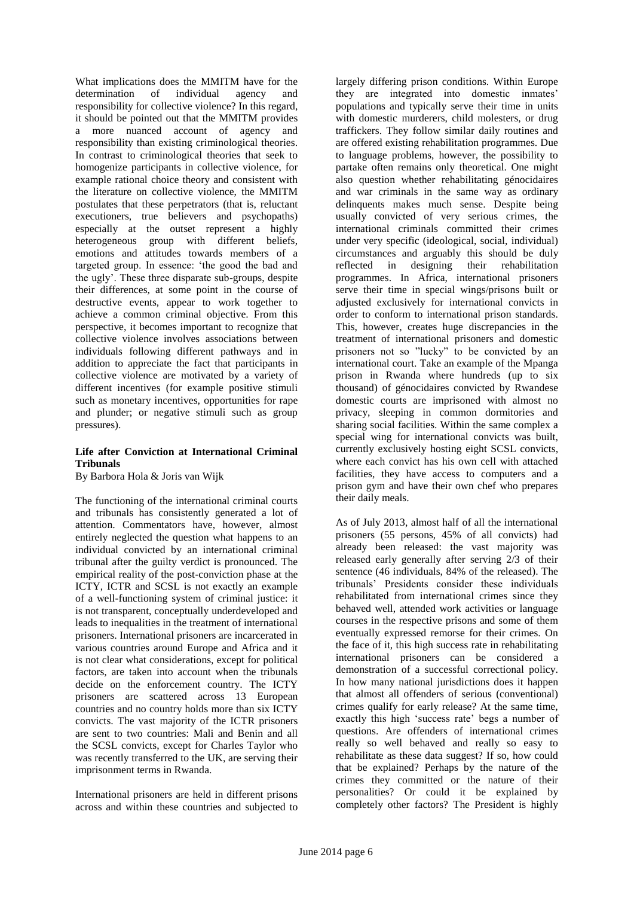What implications does the MMITM have for the determination of individual agency and responsibility for collective violence? In this regard, it should be pointed out that the MMITM provides a more nuanced account of agency and responsibility than existing criminological theories. In contrast to criminological theories that seek to homogenize participants in collective violence, for example rational choice theory and consistent with the literature on collective violence, the MMITM postulates that these perpetrators (that is, reluctant executioners, true believers and psychopaths) especially at the outset represent a highly heterogeneous group with different beliefs, emotions and attitudes towards members of a targeted group. In essence: 'the good the bad and the ugly'. These three disparate sub-groups, despite their differences, at some point in the course of destructive events, appear to work together to achieve a common criminal objective. From this perspective, it becomes important to recognize that collective violence involves associations between individuals following different pathways and in addition to appreciate the fact that participants in collective violence are motivated by a variety of different incentives (for example positive stimuli such as monetary incentives, opportunities for rape and plunder; or negative stimuli such as group pressures).

### Life after Conviction at International Criminal Tribunals

By Barbora Hola & Joris van Wijk

The functioning of the international criminal courts and tribunals has consistently generated a lot of attention. Commentators have, however, almost entirely neglected the question what happens to an individual convicted by an international criminal tribunal after the guilty verdict is pronounced. The empirical reality of the post-conviction phase at the ICTY, ICTR and SCSL is not exactly an example of a well-functioning system of criminal justice: it is not transparent, conceptually underdeveloped and leads to inequalities in the treatment of international prisoners. International prisoners are incarcerated in various countries around Europe and Africa and it is not clear what considerations, except for political factors, are taken into account when the tribunals decide on the enforcement country. The ICTY prisoners are scattered across 13 European countries and no country holds more than six ICTY convicts. The vast majority of the ICTR prisoners are sent to two countries: Mali and Benin and all the SCSL convicts, except for Charles Taylor who was recently transferred to the UK, are serving their imprisonment terms in Rwanda.

International prisoners are held in different prisons across and within these countries and subjected to largely differing prison conditions. Within Europe they are integrated into domestic inmates' populations and typically serve their time in units with domestic murderers, child molesters, or drug traffickers. They follow similar daily routines and are offered existing rehabilitation programmes. Due to language problems, however, the possibility to partake often remains only theoretical. One might also question whether rehabilitating génocidaires and war criminals in the same way as ordinary delinquents makes much sense. Despite being usually convicted of very serious crimes, the international criminals committed their crimes under very specific (ideological, social, individual) circumstances and arguably this should be duly reflected in designing their rehabilitation programmes. In Africa, international prisoners serve their time in special wings/prisons built or adjusted exclusively for international convicts in order to conform to international prison standards. This, however, creates huge discrepancies in the treatment of international prisoners and domestic prisoners not so "lucky" to be convicted by an international court. Take an example of the Mpanga prison in Rwanda where hundreds (up to six thousand) of génocidaires convicted by Rwandese domestic courts are imprisoned with almost no privacy, sleeping in common dormitories and sharing social facilities. Within the same complex a special wing for international convicts was built, currently exclusively hosting eight SCSL convicts, where each convict has his own cell with attached facilities, they have access to computers and a prison gym and have their own chef who prepares their daily meals.

As of July 2013, almost half of all the international prisoners (55 persons, 45% of all convicts) had already been released: the vast majority was released early generally after serving 2/3 of their sentence (46 individuals, 84% of the released). The tribunals' Presidents consider these individuals rehabilitated from international crimes since they behaved well, attended work activities or language courses in the respective prisons and some of them eventually expressed remorse for their crimes. On the face of it, this high success rate in rehabilitating international prisoners can be considered a demonstration of a successful correctional policy. In how many national jurisdictions does it happen that almost all offenders of serious (conventional) crimes qualify for early release? At the same time, exactly this high 'success rate' begs a number of questions. Are offenders of international crimes really so well behaved and really so easy to rehabilitate as these data suggest? If so, how could that be explained? Perhaps by the nature of the crimes they committed or the nature of their personalities? Or could it be explained by completely other factors? The President is highly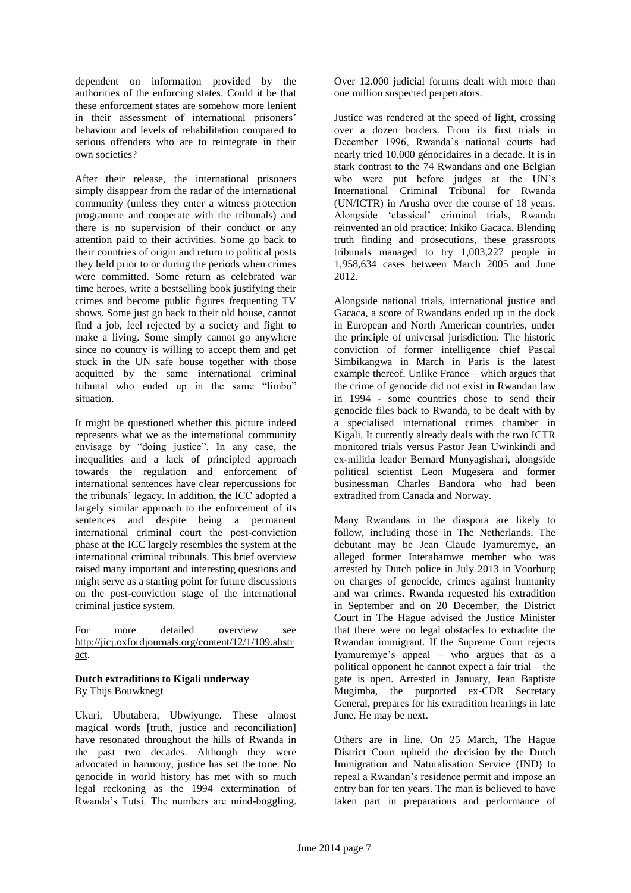dependent on information provided by the authorities of the enforcing states. Could it be that these enforcement states are somehow more lenient in their assessment of international prisoners' behaviour and levels of rehabilitation compared to serious offenders who are to reintegrate in their own societies?

After their release, the international prisoners simply disappear from the radar of the international community (unless they enter a witness protection programme and cooperate with the tribunals) and there is no supervision of their conduct or any attention paid to their activities. Some go back to their countries of origin and return to political posts they held prior to or during the periods when crimes were committed. Some return as celebrated war time heroes, write a bestselling book justifying their crimes and become public figures frequenting TV shows. Some just go back to their old house, cannot find a job, feel rejected by a society and fight to make a living. Some simply cannot go anywhere since no country is willing to accept them and get stuck in the UN safe house together with those acquitted by the same international criminal tribunal who ended up in the same "limbo" situation.

It might be questioned whether this picture indeed represents what we as the international community envisage by "doing justice". In any case, the inequalities and a lack of principled approach towards the regulation and enforcement of international sentences have clear repercussions for the tribunals' legacy. In addition, the ICC adopted a largely similar approach to the enforcement of its sentences and despite being a permanent international criminal court the post-conviction phase at the ICC largely resembles the system at the international criminal tribunals. This brief overview raised many important and interesting questions and might serve as a starting point for future discussions on the post-conviction stage of the international criminal justice system.

For more detailed overview see http://jicj.oxfordjournals.org/content/12/1/109.abstract.

**Dutch extraditions to Kigali underway**
By Thijs Bouwknegt

Ukuri, Ubutabera, Ubwiyunge. These almost magical words [truth, justice and reconciliation] have resonated throughout the hills of Rwanda in the past two decades. Although they were advocated in harmony, justice has set the tone. No genocide in world history has met with so much legal reckoning as the 1994 extermination of Rwanda's Tutsi. The numbers are mind-boggling. Over 12.000 judicial forums dealt with more than one million suspected perpetrators.

Justice was rendered at the speed of light, crossing over a dozen borders. From its first trials in December 1996, Rwanda's national courts had nearly tried 10.000 génocidaires in a decade. It is in stark contrast to the 74 Rwandans and one Belgian who were put before judges at the UN's International Criminal Tribunal for Rwanda (UN/ICTR) in Arusha over the course of 18 years. Alongside 'classical' criminal trials, Rwanda reinvented an old practice: Inkiko Gacaca. Blending truth finding and prosecutions, these grassroots tribunals managed to try 1,003,227 people in 1,958,634 cases between March 2005 and June 2012.

Alongside national trials, international justice and Gacaca, a score of Rwandans ended up in the dock in European and North American countries, under the principle of universal jurisdiction. The historic conviction of former intelligence chief Pascal Simbikangwa in March in Paris is the latest example thereof. Unlike France – which argues that the crime of genocide did not exist in Rwandan law in 1994 - some countries chose to send their genocide files back to Rwanda, to be dealt with by a specialised international crimes chamber in Kigali. It currently already deals with the two ICTR monitored trials versus Pastor Jean Uwinkindi and ex-militia leader Bernard Munyagishari, alongside political scientist Leon Mugesera and former businessman Charles Bandora who had been extradited from Canada and Norway.

Many Rwandans in the diaspora are likely to follow, including those in The Netherlands. The debutant may be Jean Claude Iyamuremye, an alleged former Interahamwe member who was arrested by Dutch police in July 2013 in Voorburg on charges of genocide, crimes against humanity and war crimes. Rwanda requested his extradition in September and on 20 December, the District Court in The Hague advised the Justice Minister that there were no legal obstacles to extradite the Rwandan immigrant. If the Supreme Court rejects Iyamuremye's appeal – who argues that as a political opponent he cannot expect a fair trial – the gate is open. Arrested in January, Jean Baptiste Mugimba, the purported ex-CDR Secretary General, prepares for his extradition hearings in late June. He may be next.

Others are in line. On 25 March, The Hague District Court upheld the decision by the Dutch Immigration and Naturalisation Service (IND) to repeal a Rwandan's residence permit and impose an entry ban for ten years. The man is believed to have taken part in preparations and performance of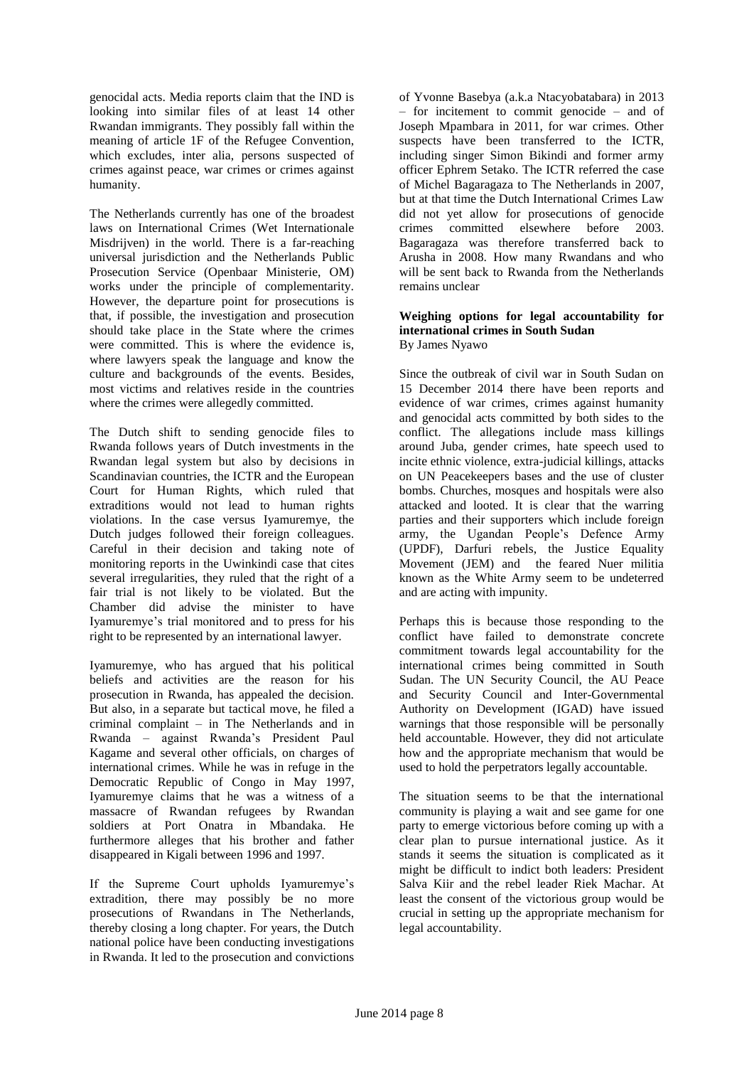genocidal acts. Media reports claim that the IND is looking into similar files of at least 14 other Rwandan immigrants. They possibly fall within the meaning of article 1F of the Refugee Convention, which excludes, inter alia, persons suspected of crimes against peace, war crimes or crimes against humanity.

The Netherlands currently has one of the broadest laws on International Crimes (Wet Internationale Misdrijven) in the world. There is a far-reaching universal jurisdiction and the Netherlands Public Prosecution Service (Openbaar Ministerie, OM) works under the principle of complementarity. However, the departure point for prosecutions is that, if possible, the investigation and prosecution should take place in the State where the crimes were committed. This is where the evidence is, where lawyers speak the language and know the culture and backgrounds of the events. Besides, most victims and relatives reside in the countries where the crimes were allegedly committed.

The Dutch shift to sending genocide files to Rwanda follows years of Dutch investments in the Rwandan legal system but also by decisions in Scandinavian countries, the ICTR and the European Court for Human Rights, which ruled that extraditions would not lead to human rights violations. In the case versus Iyamuremye, the Dutch judges followed their foreign colleagues. Careful in their decision and taking note of monitoring reports in the Uwinkindi case that cites several irregularities, they ruled that the right of a fair trial is not likely to be violated. But the Chamber did advise the minister to have Iyamuremye's trial monitored and to press for his right to be represented by an international lawyer.

Iyamuremye, who has argued that his political beliefs and activities are the reason for his prosecution in Rwanda, has appealed the decision. But also, in a separate but tactical move, he filed a criminal complaint – in The Netherlands and in Rwanda – against Rwanda's President Paul Kagame and several other officials, on charges of international crimes. While he was in refuge in the Democratic Republic of Congo in May 1997, Iyamuremye claims that he was a witness of a massacre of Rwandan refugees by Rwandan soldiers at Port Onatra in Mbandaka. He furthermore alleges that his brother and father disappeared in Kigali between 1996 and 1997.

If the Supreme Court upholds Iyamuremye's extradition, there may possibly be no more prosecutions of Rwandans in The Netherlands, thereby closing a long chapter. For years, the Dutch national police have been conducting investigations in Rwanda. It led to the prosecution and convictions of Yvonne Basebya (a.k.a Ntacyobatabara) in 2013 – for incitement to commit genocide – and of Joseph Mpambara in 2011, for war crimes. Other suspects have been transferred to the ICTR, including singer Simon Bikindi and former army officer Ephrem Setako. The ICTR referred the case of Michel Bagaragaza to The Netherlands in 2007, but at that time the Dutch International Crimes Law did not yet allow for prosecutions of genocide crimes committed elsewhere before 2003. Bagaragaza was therefore transferred back to Arusha in 2008. How many Rwandans and who will be sent back to Rwanda from the Netherlands remains unclear

## Weighing options for legal accountability for international crimes in South Sudan

By James Nyawo

Since the outbreak of civil war in South Sudan on 15 December 2014 there have been reports and evidence of war crimes, crimes against humanity and genocidal acts committed by both sides to the conflict. The allegations include mass killings around Juba, gender crimes, hate speech used to incite ethnic violence, extra-judicial killings, attacks on UN Peacekeepers bases and the use of cluster bombs. Churches, mosques and hospitals were also attacked and looted. It is clear that the warring parties and their supporters which include foreign army, the Ugandan People's Defence Army (UPDF), Darfuri rebels, the Justice Equality Movement (JEM) and the feared Nuer militia known as the White Army seem to be undeterred and are acting with impunity.

Perhaps this is because those responding to the conflict have failed to demonstrate concrete commitment towards legal accountability for the international crimes being committed in South Sudan. The UN Security Council, the AU Peace and Security Council and Inter-Governmental Authority on Development (IGAD) have issued warnings that those responsible will be personally held accountable. However, they did not articulate how and the appropriate mechanism that would be used to hold the perpetrators legally accountable.

The situation seems to be that the international community is playing a wait and see game for one party to emerge victorious before coming up with a clear plan to pursue international justice. As it stands it seems the situation is complicated as it might be difficult to indict both leaders: President Salva Kiir and the rebel leader Riek Machar. At least the consent of the victorious group would be crucial in setting up the appropriate mechanism for legal accountability.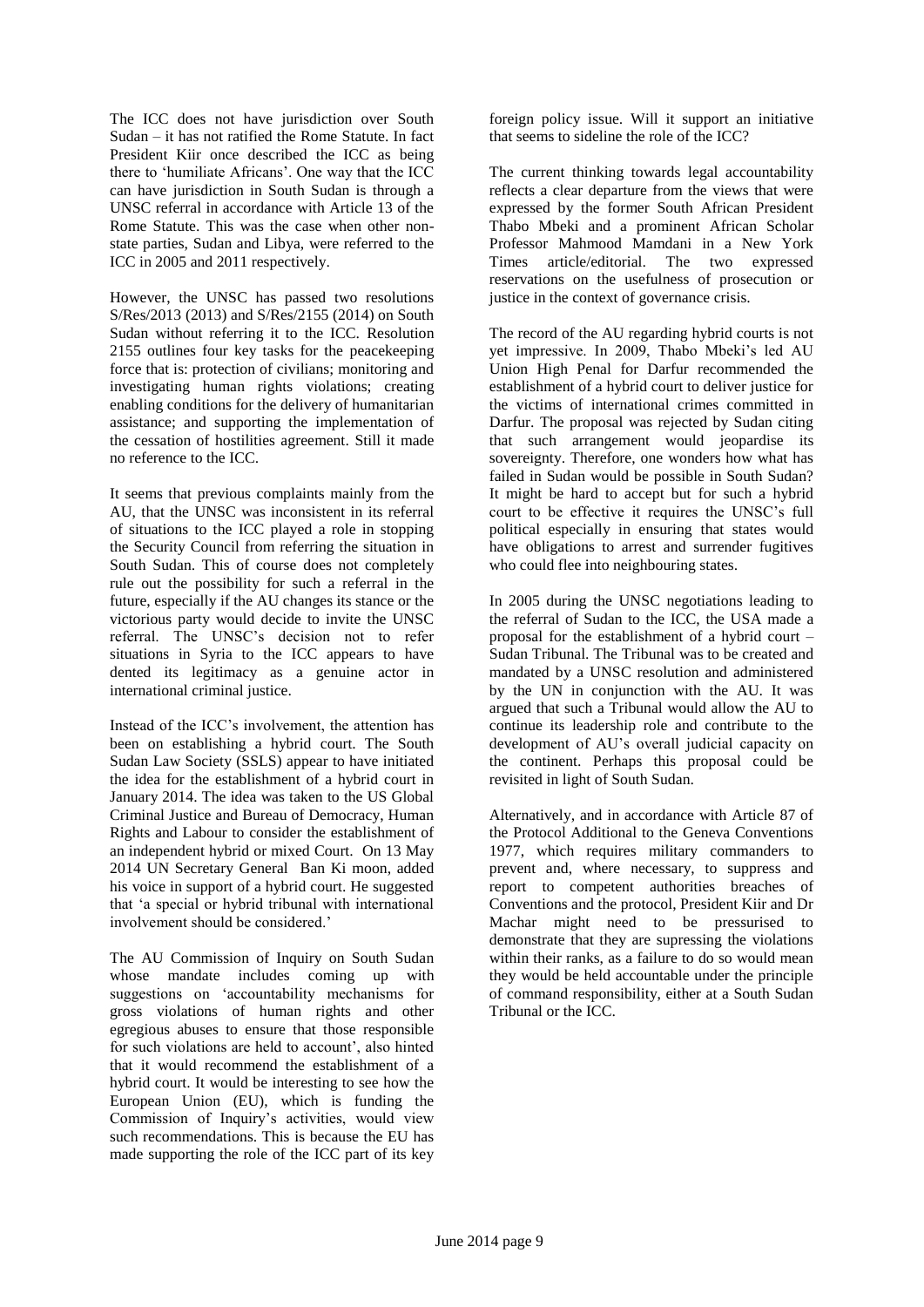The ICC does not have jurisdiction over South Sudan – it has not ratified the Rome Statute. In fact President Kiir once described the ICC as being there to 'humiliate Africans'. One way that the ICC can have jurisdiction in South Sudan is through a UNSC referral in accordance with Article 13 of the Rome Statute. This was the case when other non-state parties, Sudan and Libya, were referred to the ICC in 2005 and 2011 respectively.

However, the UNSC has passed two resolutions S/Res/2013 (2013) and S/Res/2155 (2014) on South Sudan without referring it to the ICC. Resolution 2155 outlines four key tasks for the peacekeeping force that is: protection of civilians; monitoring and investigating human rights violations; creating enabling conditions for the delivery of humanitarian assistance; and supporting the implementation of the cessation of hostilities agreement. Still it made no reference to the ICC.

It seems that previous complaints mainly from the AU, that the UNSC was inconsistent in its referral of situations to the ICC played a role in stopping the Security Council from referring the situation in South Sudan. This of course does not completely rule out the possibility for such a referral in the future, especially if the AU changes its stance or the victorious party would decide to invite the UNSC referral. The UNSC's decision not to refer situations in Syria to the ICC appears to have dented its legitimacy as a genuine actor in international criminal justice.

Instead of the ICC's involvement, the attention has been on establishing a hybrid court. The South Sudan Law Society (SSLS) appear to have initiated the idea for the establishment of a hybrid court in January 2014. The idea was taken to the US Global Criminal Justice and Bureau of Democracy, Human Rights and Labour to consider the establishment of an independent hybrid or mixed Court. On 13 May 2014 UN Secretary General Ban Ki moon, added his voice in support of a hybrid court. He suggested that 'a special or hybrid tribunal with international involvement should be considered.'

The AU Commission of Inquiry on South Sudan whose mandate includes coming up with suggestions on 'accountability mechanisms for gross violations of human rights and other egregious abuses to ensure that those responsible for such violations are held to account', also hinted that it would recommend the establishment of a hybrid court. It would be interesting to see how the European Union (EU), which is funding the Commission of Inquiry's activities, would view such recommendations. This is because the EU has made supporting the role of the ICC part of its key foreign policy issue. Will it support an initiative that seems to sideline the role of the ICC?

The current thinking towards legal accountability reflects a clear departure from the views that were expressed by the former South African President Thabo Mbeki and a prominent African Scholar Professor Mahmood Mamdani in a New York Times article/editorial. The two expressed reservations on the usefulness of prosecution or justice in the context of governance crisis.

The record of the AU regarding hybrid courts is not yet impressive. In 2009, Thabo Mbeki's led AU Union High Penal for Darfur recommended the establishment of a hybrid court to deliver justice for the victims of international crimes committed in Darfur. The proposal was rejected by Sudan citing that such arrangement would jeopardise its sovereignty. Therefore, one wonders how what has failed in Sudan would be possible in South Sudan? It might be hard to accept but for such a hybrid court to be effective it requires the UNSC's full political especially in ensuring that states would have obligations to arrest and surrender fugitives who could flee into neighbouring states.

In 2005 during the UNSC negotiations leading to the referral of Sudan to the ICC, the USA made a proposal for the establishment of a hybrid court – Sudan Tribunal. The Tribunal was to be created and mandated by a UNSC resolution and administered by the UN in conjunction with the AU. It was argued that such a Tribunal would allow the AU to continue its leadership role and contribute to the development of AU's overall judicial capacity on the continent. Perhaps this proposal could be revisited in light of South Sudan.

Alternatively, and in accordance with Article 87 of the Protocol Additional to the Geneva Conventions 1977, which requires military commanders to prevent and, where necessary, to suppress and report to competent authorities breaches of Conventions and the protocol, President Kiir and Dr Machar might need to be pressurised to demonstrate that they are supressing the violations within their ranks, as a failure to do so would mean they would be held accountable under the principle of command responsibility, either at a South Sudan Tribunal or the ICC.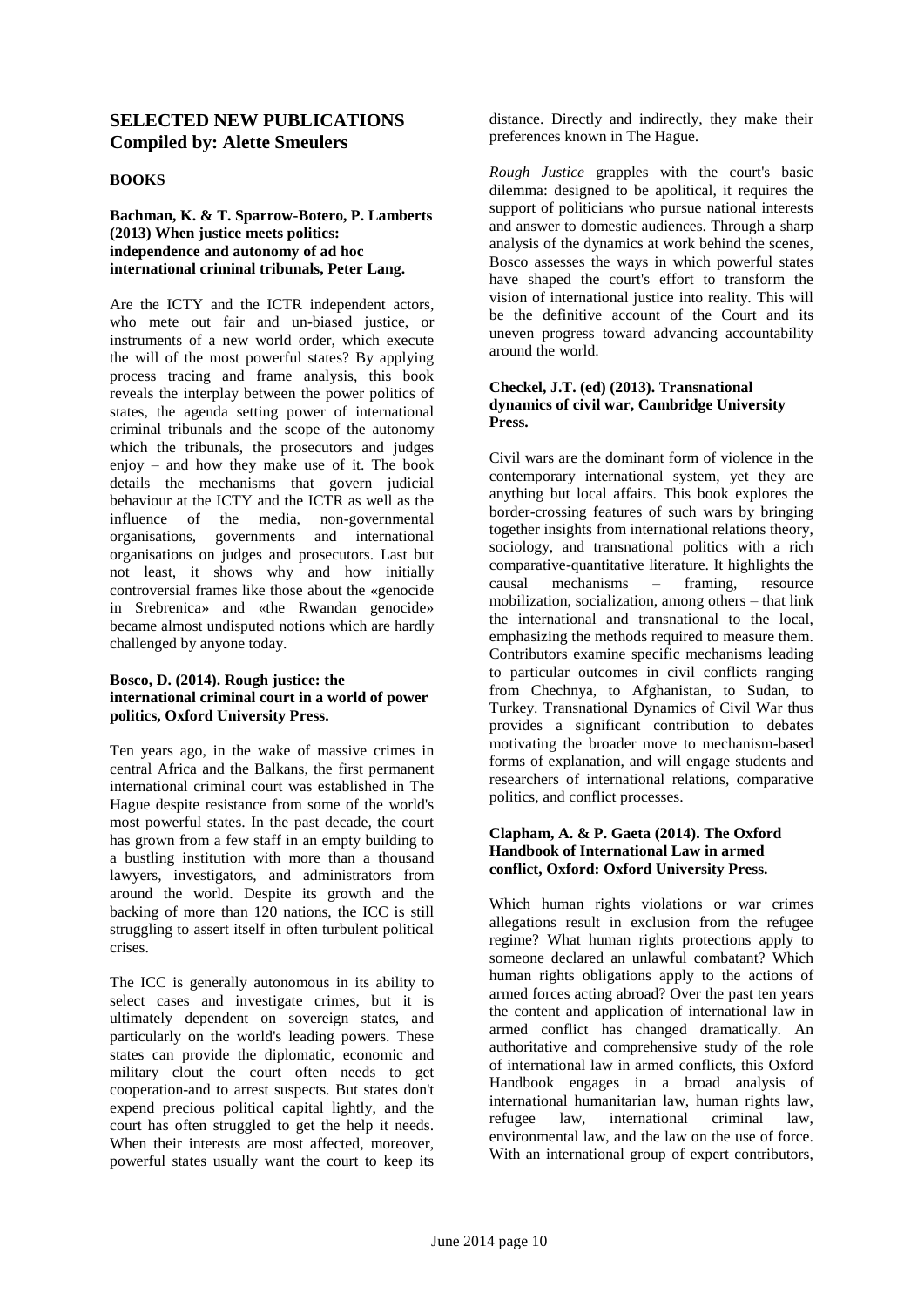## SELECTED NEW PUBLICATIONS
## Compiled by: Alette Smeulers

### BOOKS

**Bachman, K. & T. Sparrow-Botero, P. Lamberts (2013) When justice meets politics: independence and autonomy of ad hoc international criminal tribunals, Peter Lang.**

Are the ICTY and the ICTR independent actors, who mete out fair and un-biased justice, or instruments of a new world order, which execute the will of the most powerful states? By applying process tracing and frame analysis, this book reveals the interplay between the power politics of states, the agenda setting power of international criminal tribunals and the scope of the autonomy which the tribunals, the prosecutors and judges enjoy – and how they make use of it. The book details the mechanisms that govern judicial behaviour at the ICTY and the ICTR as well as the influence of the media, non-governmental organisations, governments and international organisations on judges and prosecutors. Last but not least, it shows why and how initially controversial frames like those about the «genocide in Srebrenica» and «the Rwandan genocide» became almost undisputed notions which are hardly challenged by anyone today.

**Bosco, D. (2014). Rough justice: the international criminal court in a world of power politics, Oxford University Press.**

Ten years ago, in the wake of massive crimes in central Africa and the Balkans, the first permanent international criminal court was established in The Hague despite resistance from some of the world's most powerful states. In the past decade, the court has grown from a few staff in an empty building to a bustling institution with more than a thousand lawyers, investigators, and administrators from around the world. Despite its growth and the backing of more than 120 nations, the ICC is still struggling to assert itself in often turbulent political crises.

The ICC is generally autonomous in its ability to select cases and investigate crimes, but it is ultimately dependent on sovereign states, and particularly on the world's leading powers. These states can provide the diplomatic, economic and military clout the court often needs to get cooperation-and to arrest suspects. But states don't expend precious political capital lightly, and the court has often struggled to get the help it needs. When their interests are most affected, moreover, powerful states usually want the court to keep its distance. Directly and indirectly, they make their preferences known in The Hague.

*Rough Justice* grapples with the court's basic dilemma: designed to be apolitical, it requires the support of politicians who pursue national interests and answer to domestic audiences. Through a sharp analysis of the dynamics at work behind the scenes, Bosco assesses the ways in which powerful states have shaped the court's effort to transform the vision of international justice into reality. This will be the definitive account of the Court and its uneven progress toward advancing accountability around the world.

**Checkel, J.T. (ed) (2013). Transnational dynamics of civil war, Cambridge University Press.**

Civil wars are the dominant form of violence in the contemporary international system, yet they are anything but local affairs. This book explores the border-crossing features of such wars by bringing together insights from international relations theory, sociology, and transnational politics with a rich comparative-quantitative literature. It highlights the causal mechanisms – framing, resource mobilization, socialization, among others – that link the international and transnational to the local, emphasizing the methods required to measure them. Contributors examine specific mechanisms leading to particular outcomes in civil conflicts ranging from Chechnya, to Afghanistan, to Sudan, to Turkey. Transnational Dynamics of Civil War thus provides a significant contribution to debates motivating the broader move to mechanism-based forms of explanation, and will engage students and researchers of international relations, comparative politics, and conflict processes.

**Clapham, A. & P. Gaeta (2014). The Oxford Handbook of International Law in armed conflict, Oxford: Oxford University Press.**

Which human rights violations or war crimes allegations result in exclusion from the refugee regime? What human rights protections apply to someone declared an unlawful combatant? Which human rights obligations apply to the actions of armed forces acting abroad? Over the past ten years the content and application of international law in armed conflict has changed dramatically. An authoritative and comprehensive study of the role of international law in armed conflicts, this Oxford Handbook engages in a broad analysis of international humanitarian law, human rights law, refugee law, international criminal law, environmental law, and the law on the use of force. With an international group of expert contributors,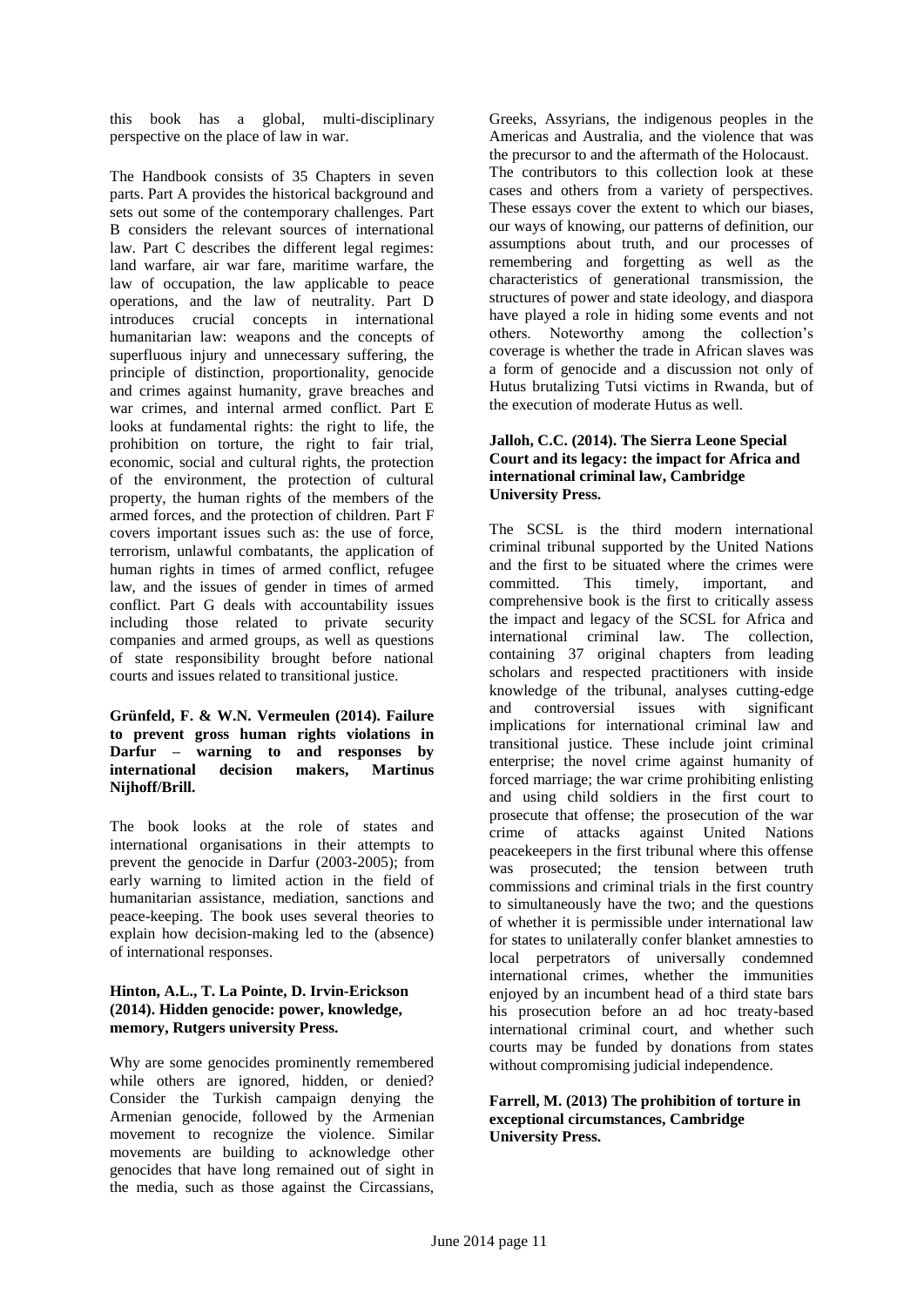this book has a global, multi-disciplinary perspective on the place of law in war.

The Handbook consists of 35 Chapters in seven parts. Part A provides the historical background and sets out some of the contemporary challenges. Part B considers the relevant sources of international law. Part C describes the different legal regimes: land warfare, air war fare, maritime warfare, the law of occupation, the law applicable to peace operations, and the law of neutrality. Part D introduces crucial concepts in international humanitarian law: weapons and the concepts of superfluous injury and unnecessary suffering, the principle of distinction, proportionality, genocide and crimes against humanity, grave breaches and war crimes, and internal armed conflict. Part E looks at fundamental rights: the right to life, the prohibition on torture, the right to fair trial, economic, social and cultural rights, the protection of the environment, the protection of cultural property, the human rights of the members of the armed forces, and the protection of children. Part F covers important issues such as: the use of force, terrorism, unlawful combatants, the application of human rights in times of armed conflict, refugee law, and the issues of gender in times of armed conflict. Part G deals with accountability issues including those related to private security companies and armed groups, as well as questions of state responsibility brought before national courts and issues related to transitional justice.

**Grünfeld, F. & W.N. Vermeulen (2014). Failure to prevent gross human rights violations in Darfur – warning to and responses by international decision makers, Martinus Nijhoff/Brill.**

The book looks at the role of states and international organisations in their attempts to prevent the genocide in Darfur (2003-2005); from early warning to limited action in the field of humanitarian assistance, mediation, sanctions and peace-keeping. The book uses several theories to explain how decision-making led to the (absence) of international responses.

**Hinton, A.L., T. La Pointe, D. Irvin-Erickson (2014). Hidden genocide: power, knowledge, memory, Rutgers university Press.**

Why are some genocides prominently remembered while others are ignored, hidden, or denied? Consider the Turkish campaign denying the Armenian genocide, followed by the Armenian movement to recognize the violence. Similar movements are building to acknowledge other genocides that have long remained out of sight in the media, such as those against the Circassians, Greeks, Assyrians, the indigenous peoples in the Americas and Australia, and the violence that was the precursor to and the aftermath of the Holocaust. The contributors to this collection look at these cases and others from a variety of perspectives. These essays cover the extent to which our biases, our ways of knowing, our patterns of definition, our assumptions about truth, and our processes of remembering and forgetting as well as the characteristics of generational transmission, the structures of power and state ideology, and diaspora have played a role in hiding some events and not others. Noteworthy among the collection's coverage is whether the trade in African slaves was a form of genocide and a discussion not only of Hutus brutalizing Tutsi victims in Rwanda, but of the execution of moderate Hutus as well.

**Jalloh, C.C. (2014). The Sierra Leone Special Court and its legacy: the impact for Africa and international criminal law, Cambridge University Press.**

The SCSL is the third modern international criminal tribunal supported by the United Nations and the first to be situated where the crimes were committed. This timely, important, and comprehensive book is the first to critically assess the impact and legacy of the SCSL for Africa and international criminal law. The collection, containing 37 original chapters from leading scholars and respected practitioners with inside knowledge of the tribunal, analyses cutting-edge and controversial issues with significant implications for international criminal law and transitional justice. These include joint criminal enterprise; the novel crime against humanity of forced marriage; the war crime prohibiting enlisting and using child soldiers in the first court to prosecute that offense; the prosecution of the war crime of attacks against United Nations peacekeepers in the first tribunal where this offense was prosecuted; the tension between truth commissions and criminal trials in the first country to simultaneously have the two; and the questions of whether it is permissible under international law for states to unilaterally confer blanket amnesties to local perpetrators of universally condemned international crimes, whether the immunities enjoyed by an incumbent head of a third state bars his prosecution before an ad hoc treaty-based international criminal court, and whether such courts may be funded by donations from states without compromising judicial independence.

**Farrell, M. (2013) The prohibition of torture in exceptional circumstances, Cambridge University Press.**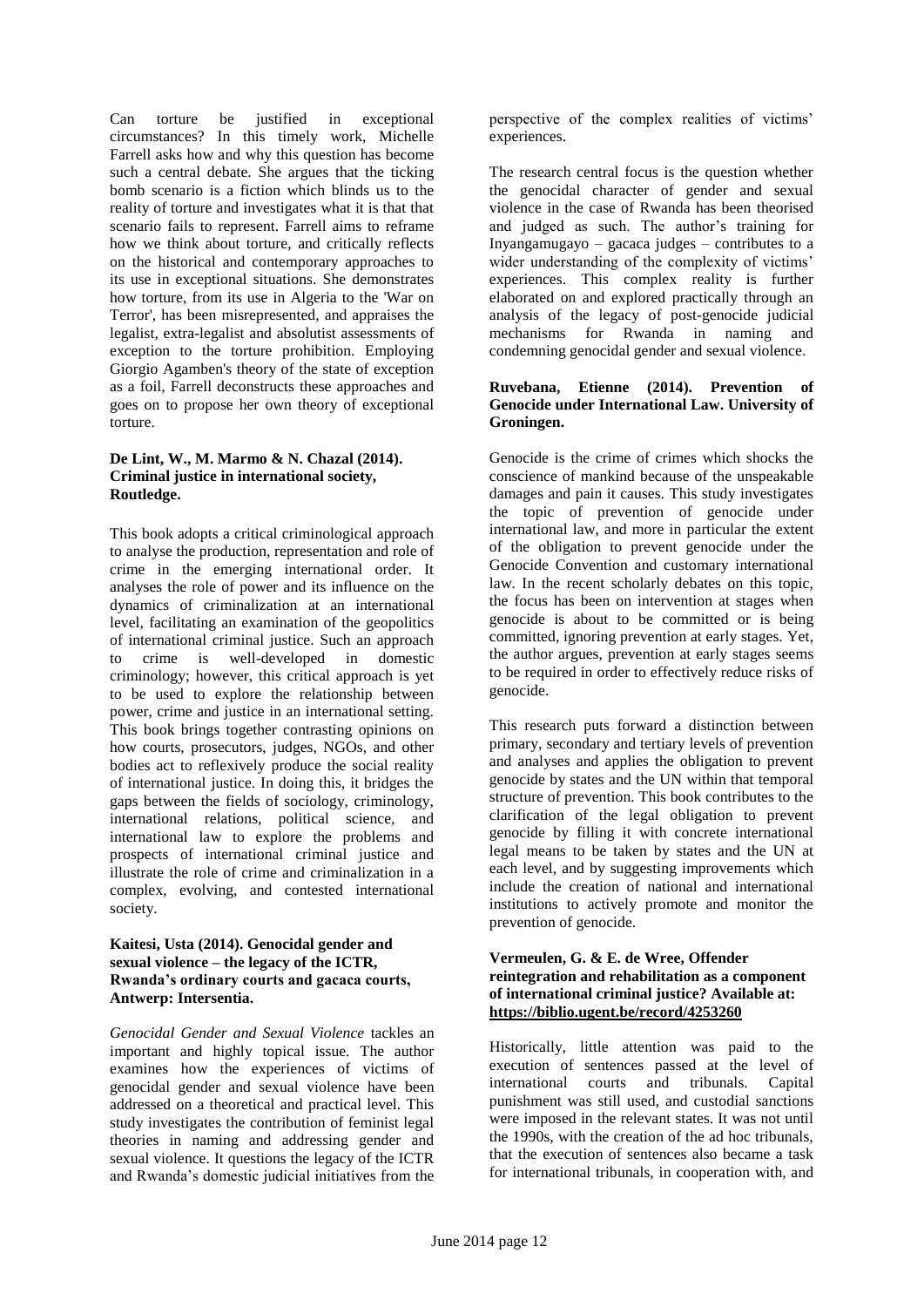Can torture be justified in exceptional circumstances? In this timely work, Michelle Farrell asks how and why this question has become such a central debate. She argues that the ticking bomb scenario is a fiction which blinds us to the reality of torture and investigates what it is that that scenario fails to represent. Farrell aims to reframe how we think about torture, and critically reflects on the historical and contemporary approaches to its use in exceptional situations. She demonstrates how torture, from its use in Algeria to the 'War on Terror', has been misrepresented, and appraises the legalist, extra-legalist and absolutist assessments of exception to the torture prohibition. Employing Giorgio Agamben's theory of the state of exception as a foil, Farrell deconstructs these approaches and goes on to propose her own theory of exceptional torture.

**De Lint, W., M. Marmo & N. Chazal (2014). Criminal justice in international society, Routledge.**

This book adopts a critical criminological approach to analyse the production, representation and role of crime in the emerging international order. It analyses the role of power and its influence on the dynamics of criminalization at an international level, facilitating an examination of the geopolitics of international criminal justice. Such an approach to crime is well-developed in domestic criminology; however, this critical approach is yet to be used to explore the relationship between power, crime and justice in an international setting. This book brings together contrasting opinions on how courts, prosecutors, judges, NGOs, and other bodies act to reflexively produce the social reality of international justice. In doing this, it bridges the gaps between the fields of sociology, criminology, international relations, political science, and international law to explore the problems and prospects of international criminal justice and illustrate the role of crime and criminalization in a complex, evolving, and contested international society.

**Kaitesi, Usta (2014). Genocidal gender and sexual violence – the legacy of the ICTR, Rwanda's ordinary courts and gacaca courts, Antwerp: Intersentia.**

*Genocidal Gender and Sexual Violence* tackles an important and highly topical issue. The author examines how the experiences of victims of genocidal gender and sexual violence have been addressed on a theoretical and practical level. This study investigates the contribution of feminist legal theories in naming and addressing gender and sexual violence. It questions the legacy of the ICTR and Rwanda's domestic judicial initiatives from the perspective of the complex realities of victims' experiences.

The research central focus is the question whether the genocidal character of gender and sexual violence in the case of Rwanda has been theorised and judged as such. The author's training for Inyangamugayo – gacaca judges – contributes to a wider understanding of the complexity of victims' experiences. This complex reality is further elaborated on and explored practically through an analysis of the legacy of post-genocide judicial mechanisms for Rwanda in naming and condemning genocidal gender and sexual violence.

**Ruvebana, Etienne (2014). Prevention of Genocide under International Law. University of Groningen.**

Genocide is the crime of crimes which shocks the conscience of mankind because of the unspeakable damages and pain it causes. This study investigates the topic of prevention of genocide under international law, and more in particular the extent of the obligation to prevent genocide under the Genocide Convention and customary international law. In the recent scholarly debates on this topic, the focus has been on intervention at stages when genocide is about to be committed or is being committed, ignoring prevention at early stages. Yet, the author argues, prevention at early stages seems to be required in order to effectively reduce risks of genocide.

This research puts forward a distinction between primary, secondary and tertiary levels of prevention and analyses and applies the obligation to prevent genocide by states and the UN within that temporal structure of prevention. This book contributes to the clarification of the legal obligation to prevent genocide by filling it with concrete international legal means to be taken by states and the UN at each level, and by suggesting improvements which include the creation of national and international institutions to actively promote and monitor the prevention of genocide.

**Vermeulen, G. & E. de Wree, Offender reintegration and rehabilitation as a component of international criminal justice? Available at: https://biblio.ugent.be/record/4253260**

Historically, little attention was paid to the execution of sentences passed at the level of international courts and tribunals. Capital punishment was still used, and custodial sanctions were imposed in the relevant states. It was not until the 1990s, with the creation of the ad hoc tribunals, that the execution of sentences also became a task for international tribunals, in cooperation with, and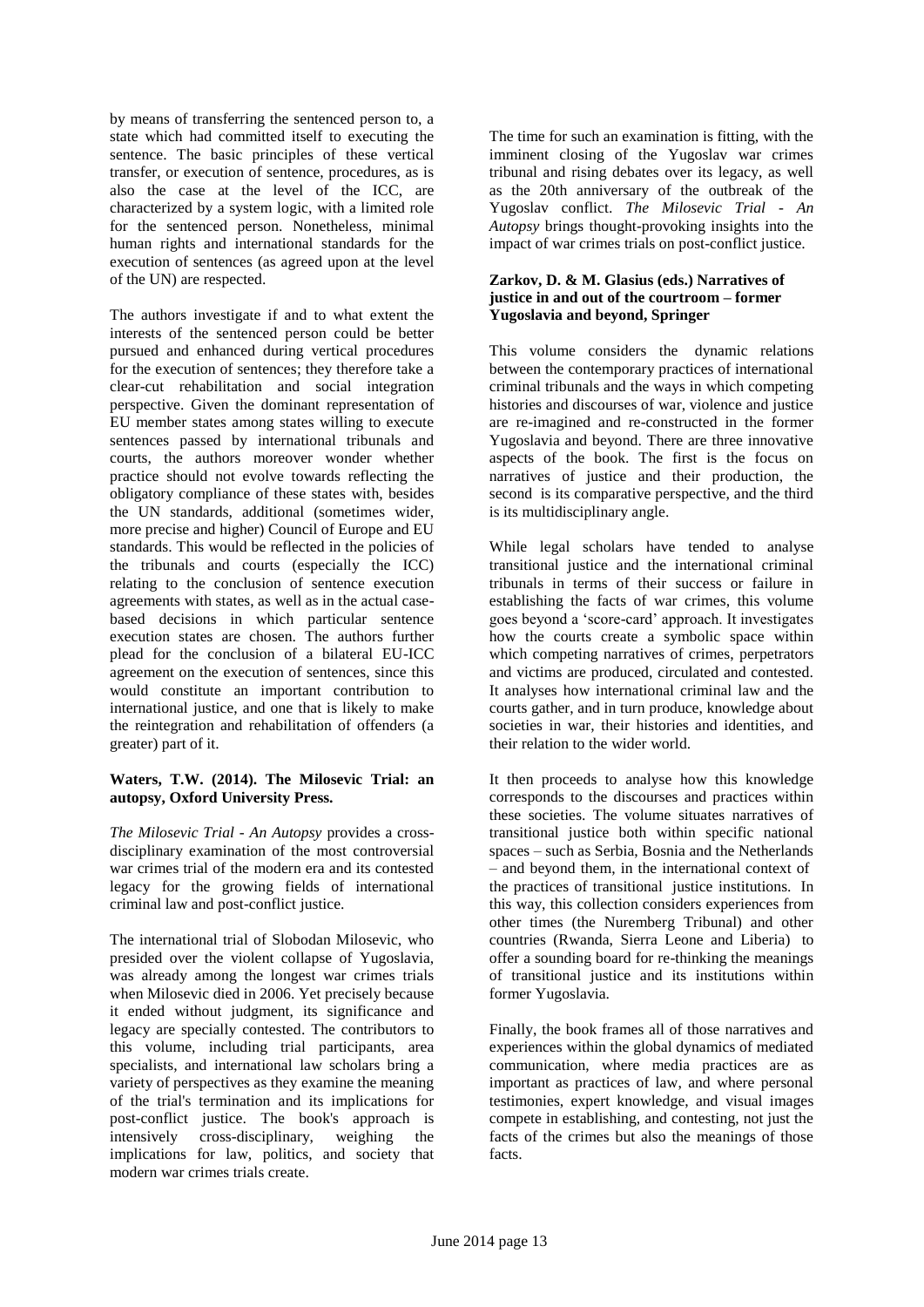by means of transferring the sentenced person to, a state which had committed itself to executing the sentence. The basic principles of these vertical transfer, or execution of sentence, procedures, as is also the case at the level of the ICC, are characterized by a system logic, with a limited role for the sentenced person. Nonetheless, minimal human rights and international standards for the execution of sentences (as agreed upon at the level of the UN) are respected.

The authors investigate if and to what extent the interests of the sentenced person could be better pursued and enhanced during vertical procedures for the execution of sentences; they therefore take a clear-cut rehabilitation and social integration perspective. Given the dominant representation of EU member states among states willing to execute sentences passed by international tribunals and courts, the authors moreover wonder whether practice should not evolve towards reflecting the obligatory compliance of these states with, besides the UN standards, additional (sometimes wider, more precise and higher) Council of Europe and EU standards. This would be reflected in the policies of the tribunals and courts (especially the ICC) relating to the conclusion of sentence execution agreements with states, as well as in the actual case-based decisions in which particular sentence execution states are chosen. The authors further plead for the conclusion of a bilateral EU-ICC agreement on the execution of sentences, since this would constitute an important contribution to international justice, and one that is likely to make the reintegration and rehabilitation of offenders (a greater) part of it.

**Waters, T.W. (2014). The Milosevic Trial: an autopsy, Oxford University Press.**

*The Milosevic Trial - An Autopsy* provides a cross-disciplinary examination of the most controversial war crimes trial of the modern era and its contested legacy for the growing fields of international criminal law and post-conflict justice.

The international trial of Slobodan Milosevic, who presided over the violent collapse of Yugoslavia, was already among the longest war crimes trials when Milosevic died in 2006. Yet precisely because it ended without judgment, its significance and legacy are specially contested. The contributors to this volume, including trial participants, area specialists, and international law scholars bring a variety of perspectives as they examine the meaning of the trial's termination and its implications for post-conflict justice. The book's approach is intensively cross-disciplinary, weighing the implications for law, politics, and society that modern war crimes trials create.

The time for such an examination is fitting, with the imminent closing of the Yugoslav war crimes tribunal and rising debates over its legacy, as well as the 20th anniversary of the outbreak of the Yugoslav conflict. *The Milosevic Trial - An Autopsy* brings thought-provoking insights into the impact of war crimes trials on post-conflict justice.

**Zarkov, D. & M. Glasius (eds.) Narratives of justice in and out of the courtroom – former Yugoslavia and beyond, Springer**

This volume considers the dynamic relations between the contemporary practices of international criminal tribunals and the ways in which competing histories and discourses of war, violence and justice are re-imagined and re-constructed in the former Yugoslavia and beyond. There are three innovative aspects of the book. The first is the focus on narratives of justice and their production, the second is its comparative perspective, and the third is its multidisciplinary angle.

While legal scholars have tended to analyse transitional justice and the international criminal tribunals in terms of their success or failure in establishing the facts of war crimes, this volume goes beyond a 'score-card' approach. It investigates how the courts create a symbolic space within which competing narratives of crimes, perpetrators and victims are produced, circulated and contested. It analyses how international criminal law and the courts gather, and in turn produce, knowledge about societies in war, their histories and identities, and their relation to the wider world.

It then proceeds to analyse how this knowledge corresponds to the discourses and practices within these societies. The volume situates narratives of transitional justice both within specific national spaces – such as Serbia, Bosnia and the Netherlands – and beyond them, in the international context of the practices of transitional justice institutions. In this way, this collection considers experiences from other times (the Nuremberg Tribunal) and other countries (Rwanda, Sierra Leone and Liberia) to offer a sounding board for re-thinking the meanings of transitional justice and its institutions within former Yugoslavia.

Finally, the book frames all of those narratives and experiences within the global dynamics of mediated communication, where media practices are as important as practices of law, and where personal testimonies, expert knowledge, and visual images compete in establishing, and contesting, not just the facts of the crimes but also the meanings of those facts.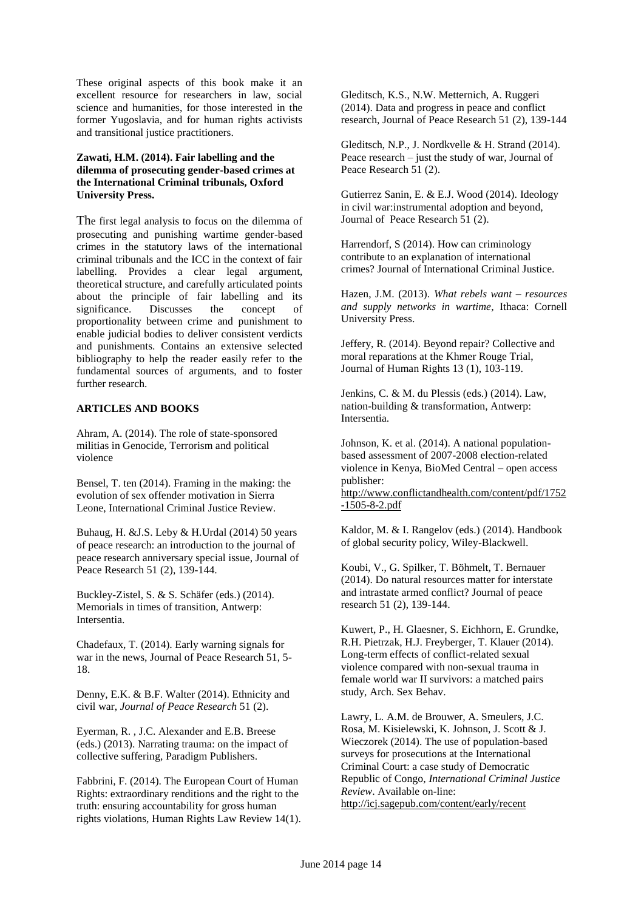These original aspects of this book make it an excellent resource for researchers in law, social science and humanities, for those interested in the former Yugoslavia, and for human rights activists and transitional justice practitioners.

**Zawati, H.M. (2014). Fair labelling and the dilemma of prosecuting gender-based crimes at the International Criminal tribunals, Oxford University Press.**

The first legal analysis to focus on the dilemma of prosecuting and punishing wartime gender-based crimes in the statutory laws of the international criminal tribunals and the ICC in the context of fair labelling. Provides a clear legal argument, theoretical structure, and carefully articulated points about the principle of fair labelling and its significance. Discusses the concept of proportionality between crime and punishment to enable judicial bodies to deliver consistent verdicts and punishments. Contains an extensive selected bibliography to help the reader easily refer to the fundamental sources of arguments, and to foster further research.

**ARTICLES AND BOOKS**

Ahram, A. (2014). The role of state-sponsored militias in Genocide, Terrorism and political violence

Bensel, T. ten (2014). Framing in the making: the evolution of sex offender motivation in Sierra Leone, International Criminal Justice Review.

Buhaug, H. &J.S. Leby & H.Urdal (2014) 50 years of peace research: an introduction to the journal of peace research anniversary special issue, Journal of Peace Research 51 (2), 139-144.

Buckley-Zistel, S. & S. Schäfer (eds.) (2014). Memorials in times of transition, Antwerp: Intersentia.

Chadefaux, T. (2014). Early warning signals for war in the news, Journal of Peace Research 51, 5-18.

Denny, E.K. & B.F. Walter (2014). Ethnicity and civil war, *Journal of Peace Research* 51 (2).

Eyerman, R. , J.C. Alexander and E.B. Breese (eds.) (2013). Narrating trauma: on the impact of collective suffering, Paradigm Publishers.

Fabbrini, F. (2014). The European Court of Human Rights: extraordinary renditions and the right to the truth: ensuring accountability for gross human rights violations, Human Rights Law Review 14(1).

Gleditsch, K.S., N.W. Metternich, A. Ruggeri (2014). Data and progress in peace and conflict research, Journal of Peace Research 51 (2), 139-144

Gleditsch, N.P., J. Nordkvelle & H. Strand (2014). Peace research – just the study of war, Journal of Peace Research 51 (2).

Gutierrez Sanin, E. & E.J. Wood (2014). Ideology in civil war:instrumental adoption and beyond, Journal of Peace Research 51 (2).

Harrendorf, S (2014). How can criminology contribute to an explanation of international crimes? Journal of International Criminal Justice.

Hazen, J.M. (2013). *What rebels want – resources and supply networks in wartime*, Ithaca: Cornell University Press.

Jeffery, R. (2014). Beyond repair? Collective and moral reparations at the Khmer Rouge Trial, Journal of Human Rights 13 (1), 103-119.

Jenkins, C. & M. du Plessis (eds.) (2014). Law, nation-building & transformation, Antwerp: Intersentia.

Johnson, K. et al. (2014). A national population-based assessment of 2007-2008 election-related violence in Kenya, BioMed Central – open access publisher: http://www.conflictandhealth.com/content/pdf/1752-1505-8-2.pdf

Kaldor, M. & I. Rangelov (eds.) (2014). Handbook of global security policy, Wiley-Blackwell.

Koubi, V., G. Spilker, T. Böhmelt, T. Bernauer (2014). Do natural resources matter for interstate and intrastate armed conflict? Journal of peace research 51 (2), 139-144.

Kuwert, P., H. Glaesner, S. Eichhorn, E. Grundke, R.H. Pietrzak, H.J. Freyberger, T. Klauer (2014). Long-term effects of conflict-related sexual violence compared with non-sexual trauma in female world war II survivors: a matched pairs study, Arch. Sex Behav.

Lawry, L. A.M. de Brouwer, A. Smeulers, J.C. Rosa, M. Kisielewski, K. Johnson, J. Scott & J. Wieczorek (2014). The use of population-based surveys for prosecutions at the International Criminal Court: a case study of Democratic Republic of Congo, *International Criminal Justice Review*. Available on-line: http://icj.sagepub.com/content/early/recent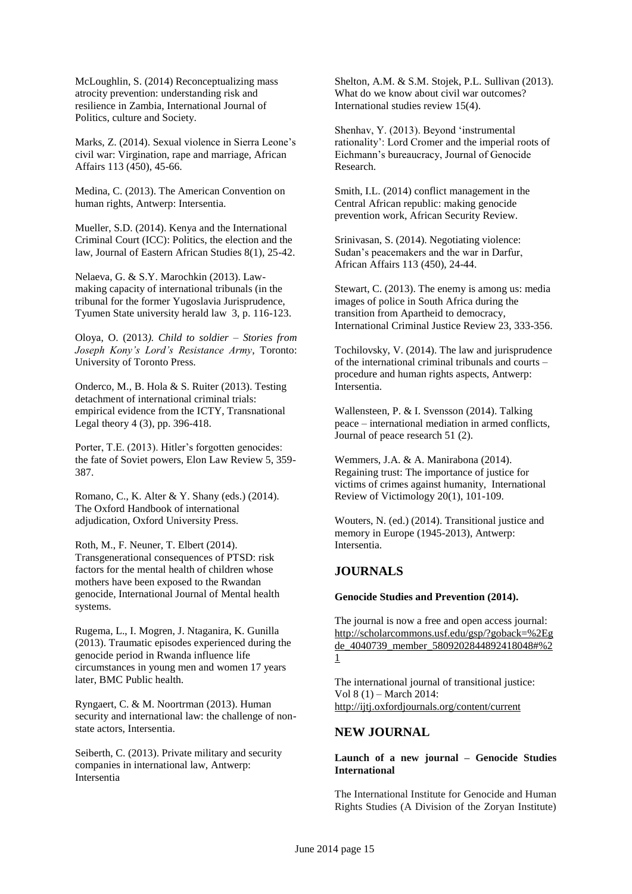McLoughlin, S. (2014) Reconceptualizing mass atrocity prevention: understanding risk and resilience in Zambia, International Journal of Politics, culture and Society.

Marks, Z. (2014). Sexual violence in Sierra Leone's civil war: Virgination, rape and marriage, African Affairs 113 (450), 45-66.

Medina, C. (2013). The American Convention on human rights, Antwerp: Intersentia.

Mueller, S.D. (2014). Kenya and the International Criminal Court (ICC): Politics, the election and the law, Journal of Eastern African Studies 8(1), 25-42.

Nelaeva, G. & S.Y. Marochkin (2013). Law-making capacity of international tribunals (in the tribunal for the former Yugoslavia Jurisprudence, Tyumen State university herald law 3, p. 116-123.

Oloya, O. (2013*). Child to soldier – Stories from Joseph Kony's Lord's Resistance Army*, Toronto: University of Toronto Press.

Onderco, M., B. Hola & S. Ruiter (2013). Testing detachment of international criminal trials: empirical evidence from the ICTY, Transnational Legal theory 4 (3), pp. 396-418.

Porter, T.E. (2013). Hitler's forgotten genocides: the fate of Soviet powers, Elon Law Review 5, 359-387.

Romano, C., K. Alter & Y. Shany (eds.) (2014). The Oxford Handbook of international adjudication, Oxford University Press.

Roth, M., F. Neuner, T. Elbert (2014). Transgenerational consequences of PTSD: risk factors for the mental health of children whose mothers have been exposed to the Rwandan genocide, International Journal of Mental health systems.

Rugema, L., I. Mogren, J. Ntaganira, K. Gunilla (2013). Traumatic episodes experienced during the genocide period in Rwanda influence life circumstances in young men and women 17 years later, BMC Public health.

Ryngaert, C. & M. Noortrman (2013). Human security and international law: the challenge of non-state actors, Intersentia.

Seiberth, C. (2013). Private military and security companies in international law, Antwerp: Intersentia

Shelton, A.M. & S.M. Stojek, P.L. Sullivan (2013). What do we know about civil war outcomes? International studies review 15(4).

Shenhav, Y. (2013). Beyond 'instrumental rationality': Lord Cromer and the imperial roots of Eichmann's bureaucracy, Journal of Genocide Research.

Smith, I.L. (2014) conflict management in the Central African republic: making genocide prevention work, African Security Review.

Srinivasan, S. (2014). Negotiating violence: Sudan's peacemakers and the war in Darfur, African Affairs 113 (450), 24-44.

Stewart, C. (2013). The enemy is among us: media images of police in South Africa during the transition from Apartheid to democracy, International Criminal Justice Review 23, 333-356.

Tochilovsky, V. (2014). The law and jurisprudence of the international criminal tribunals and courts – procedure and human rights aspects, Antwerp: Intersentia.

Wallensteen, P. & I. Svensson (2014). Talking peace – international mediation in armed conflicts, Journal of peace research 51 (2).

Wemmers, J.A. & A. Manirabona (2014). Regaining trust: The importance of justice for victims of crimes against humanity, International Review of Victimology 20(1), 101-109.

Wouters, N. (ed.) (2014). Transitional justice and memory in Europe (1945-2013), Antwerp: Intersentia.

## JOURNALS

**Genocide Studies and Prevention (2014).**

The journal is now a free and open access journal: http://scholarcommons.usf.edu/gsp/?goback=%2Egde_4040739_member_5809202844892418048#%21

The international journal of transitional justice: Vol 8 (1) – March 2014: http://ijtj.oxfordjournals.org/content/current

## NEW JOURNAL

**Launch of a new journal – Genocide Studies International**

The International Institute for Genocide and Human Rights Studies (A Division of the Zoryan Institute)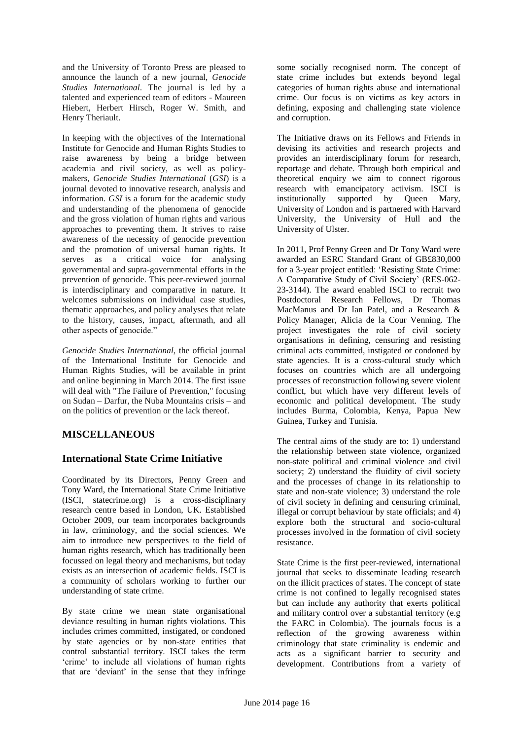and the University of Toronto Press are pleased to announce the launch of a new journal, *Genocide Studies International*. The journal is led by a talented and experienced team of editors - Maureen Hiebert, Herbert Hirsch, Roger W. Smith, and Henry Theriault.

In keeping with the objectives of the International Institute for Genocide and Human Rights Studies to raise awareness by being a bridge between academia and civil society, as well as policy-makers, *Genocide Studies International* (*GSI*) is a journal devoted to innovative research, analysis and information. *GSI* is a forum for the academic study and understanding of the phenomena of genocide and the gross violation of human rights and various approaches to preventing them. It strives to raise awareness of the necessity of genocide prevention and the promotion of universal human rights. It serves as a critical voice for analysing governmental and supra-governmental efforts in the prevention of genocide. This peer-reviewed journal is interdisciplinary and comparative in nature. It welcomes submissions on individual case studies, thematic approaches, and policy analyses that relate to the history, causes, impact, aftermath, and all other aspects of genocide."

*Genocide Studies International*, the official journal of the International Institute for Genocide and Human Rights Studies, will be available in print and online beginning in March 2014. The first issue will deal with "The Failure of Prevention," focusing on Sudan – Darfur, the Nuba Mountains crisis – and on the politics of prevention or the lack thereof.

## MISCELLANEOUS

### International State Crime Initiative

Coordinated by its Directors, Penny Green and Tony Ward, the International State Crime Initiative (ISCI, statecrime.org) is a cross-disciplinary research centre based in London, UK. Established October 2009, our team incorporates backgrounds in law, criminology, and the social sciences. We aim to introduce new perspectives to the field of human rights research, which has traditionally been focussed on legal theory and mechanisms, but today exists as an intersection of academic fields. ISCI is a community of scholars working to further our understanding of state crime.

By state crime we mean state organisational deviance resulting in human rights violations. This includes crimes committed, instigated, or condoned by state agencies or by non-state entities that control substantial territory. ISCI takes the term 'crime' to include all violations of human rights that are 'deviant' in the sense that they infringe some socially recognised norm. The concept of state crime includes but extends beyond legal categories of human rights abuse and international crime. Our focus is on victims as key actors in defining, exposing and challenging state violence and corruption.

The Initiative draws on its Fellows and Friends in devising its activities and research projects and provides an interdisciplinary forum for research, reportage and debate. Through both empirical and theoretical enquiry we aim to connect rigorous research with emancipatory activism. ISCI is institutionally supported by Queen Mary, University of London and is partnered with Harvard University, the University of Hull and the University of Ulster.

In 2011, Prof Penny Green and Dr Tony Ward were awarded an ESRC Standard Grant of GB£830,000 for a 3-year project entitled: 'Resisting State Crime: A Comparative Study of Civil Society' (RES-062-23-3144). The award enabled ISCI to recruit two Postdoctoral Research Fellows, Dr Thomas MacManus and Dr Ian Patel, and a Research & Policy Manager, Alicia de la Cour Venning. The project investigates the role of civil society organisations in defining, censuring and resisting criminal acts committed, instigated or condoned by state agencies. It is a cross-cultural study which focuses on countries which are all undergoing processes of reconstruction following severe violent conflict, but which have very different levels of economic and political development. The study includes Burma, Colombia, Kenya, Papua New Guinea, Turkey and Tunisia.

The central aims of the study are to: 1) understand the relationship between state violence, organized non-state political and criminal violence and civil society; 2) understand the fluidity of civil society and the processes of change in its relationship to state and non-state violence; 3) understand the role of civil society in defining and censuring criminal, illegal or corrupt behaviour by state officials; and 4) explore both the structural and socio-cultural processes involved in the formation of civil society resistance.

State Crime is the first peer-reviewed, international journal that seeks to disseminate leading research on the illicit practices of states. The concept of state crime is not confined to legally recognised states but can include any authority that exerts political and military control over a substantial territory (e.g the FARC in Colombia). The journals focus is a reflection of the growing awareness within criminology that state criminality is endemic and acts as a significant barrier to security and development. Contributions from a variety of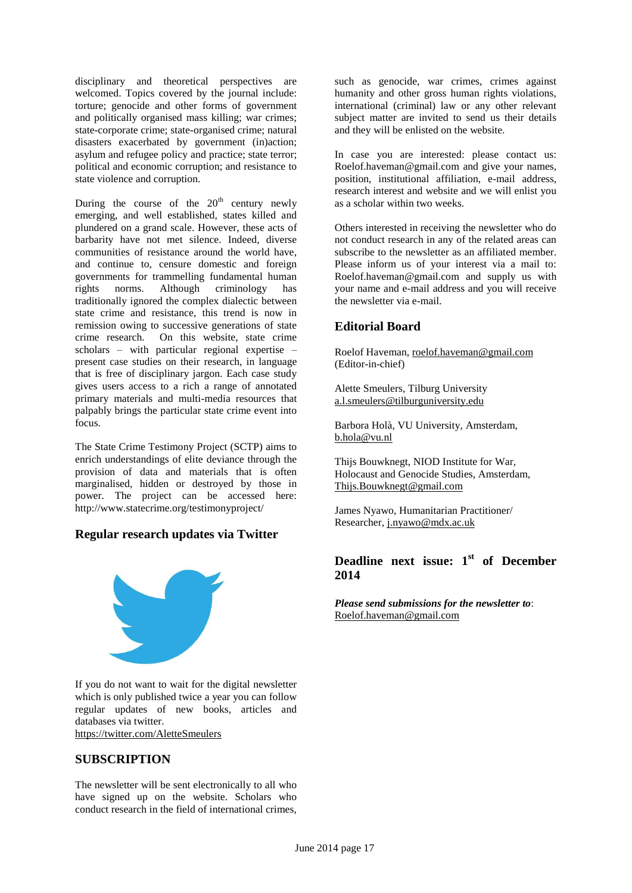disciplinary and theoretical perspectives are welcomed. Topics covered by the journal include: torture; genocide and other forms of government and politically organised mass killing; war crimes; state-corporate crime; state-organised crime; natural disasters exacerbated by government (in)action; asylum and refugee policy and practice; state terror; political and economic corruption; and resistance to state violence and corruption.

During the course of the 20th century newly emerging, and well established, states killed and plundered on a grand scale. However, these acts of barbarity have not met silence. Indeed, diverse communities of resistance around the world have, and continue to, censure domestic and foreign governments for trammelling fundamental human rights norms. Although criminology has traditionally ignored the complex dialectic between state crime and resistance, this trend is now in remission owing to successive generations of state crime research. On this website, state crime scholars – with particular regional expertise – present case studies on their research, in language that is free of disciplinary jargon. Each case study gives users access to a rich a range of annotated primary materials and multi-media resources that palpably brings the particular state crime event into focus.

The State Crime Testimony Project (SCTP) aims to enrich understandings of elite deviance through the provision of data and materials that is often marginalised, hidden or destroyed by those in power. The project can be accessed here: http://www.statecrime.org/testimonyproject/

## Regular research updates via Twitter

If you do not want to wait for the digital newsletter which is only published twice a year you can follow regular updates of new books, articles and databases via twitter.
https://twitter.com/AletteSmeulers

## SUBSCRIPTION

The newsletter will be sent electronically to all who have signed up on the website. Scholars who conduct research in the field of international crimes, such as genocide, war crimes, crimes against humanity and other gross human rights violations, international (criminal) law or any other relevant subject matter are invited to send us their details and they will be enlisted on the website.

In case you are interested: please contact us: Roelof.haveman@gmail.com and give your names, position, institutional affiliation, e-mail address, research interest and website and we will enlist you as a scholar within two weeks.

Others interested in receiving the newsletter who do not conduct research in any of the related areas can subscribe to the newsletter as an affiliated member. Please inform us of your interest via a mail to: Roelof.haveman@gmail.com and supply us with your name and e-mail address and you will receive the newsletter via e-mail.

## Editorial Board

Roelof Haveman, roelof.haveman@gmail.com
(Editor-in-chief)

Alette Smeulers, Tilburg University
a.l.smeulers@tilburguniversity.edu

Barbora Holà, VU University, Amsterdam,
b.hola@vu.nl

Thijs Bouwknegt, NIOD Institute for War, Holocaust and Genocide Studies, Amsterdam,
Thijs.Bouwknegt@gmail.com

James Nyawo, Humanitarian Practitioner/ Researcher, j.nyawo@mdx.ac.uk

## Deadline next issue: 1st of December 2014

***Please send submissions for the newsletter to***:
Roelof.haveman@gmail.com